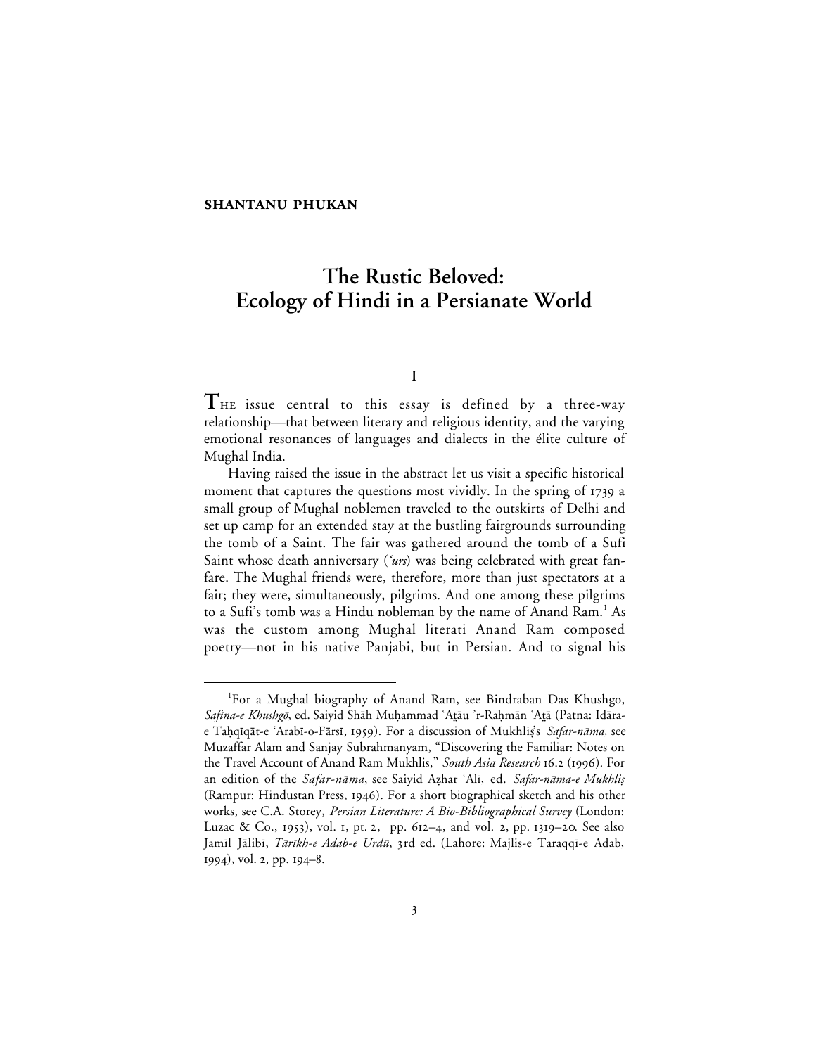**SHANTANU PHUKAN**

# The Rustic Beloved: Ecology of Hindi in a Persianate World

## I

THE issue central to this essay is defined by a three-way relationship—that between literary and religious identity, and the varying emotional resonances of languages and dialects in the élite culture of Mughal India.

Having raised the issue in the abstract let us visit a specific historical moment that captures the questions most vividly. In the spring of 1739 a small group of Mughal noblemen traveled to the outskirts of Delhi and set up camp for an extended stay at the bustling fairgrounds surrounding the tomb of a Saint. The fair was gathered around the tomb of a Sufi Saint whose death anniversary (*'urs*) was being celebrated with great fanfare. The Mughal friends were, therefore, more than just spectators at a fair; they were, simultaneously, pilgrims. And one among these pilgrims to a Sufi's tomb was a Hindu nobleman by the name of Anand Ram.[1] As was the custom among Mughal literati Anand Ram composed poetry—not in his native Panjabi, but in Persian. And to signal his

---

[1]For a Mughal biography of Anand Ram, see Bindraban Das Khushgo, *Safīna-e Khushgō*, ed. Saiyid Shāh Muḥammad 'Aṭāu 'r-Raḥmān 'Aṭā (Patna: Idāra-e Taḥqīqāt-e 'Arabī-o-Fārsī, 1959). For a discussion of Mukhliṣ's *Safar-nāma*, see Muzaffar Alam and Sanjay Subrahmanyam, "Discovering the Familiar: Notes on the Travel Account of Anand Ram Mukhlis," *South Asia Research* 16.2 (1996). For an edition of the *Safar-nāma*, see Saiyid Aẓhar 'Alī, ed. *Safar-nāma-e Mukhliṣ* (Rampur: Hindustan Press, 1946). For a short biographical sketch and his other works, see C.A. Storey, *Persian Literature: A Bio-Bibliographical Survey* (London: Luzac & Co., 1953), vol. 1, pt. 2, pp. 612–4, and vol. 2, pp. 1319–20. See also Jamīl Jālibī, *Tārīkh-e Adab-e Urdū*, 3rd ed. (Lahore: Majlis-e Taraqqī-e Adab, 1994), vol. 2, pp. 194–8.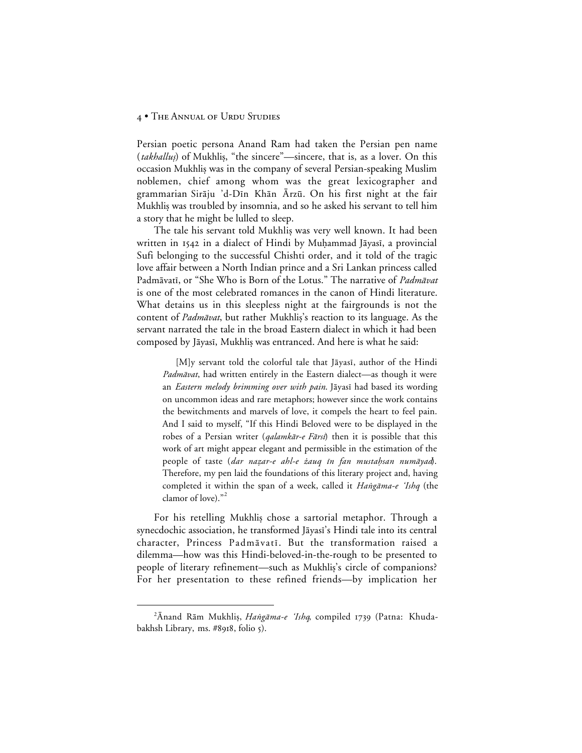Persian poetic persona Anand Ram had taken the Persian pen name (*takhalluṣ*) of Mukhliṣ, "the sincere"—sincere, that is, as a lover. On this occasion Mukhliṣ was in the company of several Persian-speaking Muslim noblemen, chief among whom was the great lexicographer and grammarian Sirāju 'd-Dīn Khān Ārzū. On his first night at the fair Mukhliṣ was troubled by insomnia, and so he asked his servant to tell him a story that he might be lulled to sleep.

The tale his servant told Mukhliṣ was very well known. It had been written in 1542 in a dialect of Hindi by Muḥammad Jāyasī, a provincial Sufi belonging to the successful Chishti order, and it told of the tragic love affair between a North Indian prince and a Sri Lankan princess called Padmāvatī, or "She Who is Born of the Lotus." The narrative of *Padmāvat* is one of the most celebrated romances in the canon of Hindi literature. What detains us in this sleepless night at the fairgrounds is not the content of *Padmāvat*, but rather Mukhliṣ's reaction to its language. As the servant narrated the tale in the broad Eastern dialect in which it had been composed by Jāyasī, Mukhliṣ was entranced. And here is what he said:

> [M]y servant told the colorful tale that Jāyasī, author of the Hindi *Padmāvat*, had written entirely in the Eastern dialect—as though it were an *Eastern melody brimming over with pain*. Jāyasī had based its wording on uncommon ideas and rare metaphors; however since the work contains the bewitchments and marvels of love, it compels the heart to feel pain. And I said to myself, "If this Hindi Beloved were to be displayed in the robes of a Persian writer (*qalamkār-e Fārsī*) then it is possible that this work of art might appear elegant and permissible in the estimation of the people of taste (*dar naẓar-e ahl-e żauq īn fan mustaḥsan numāyad*). Therefore, my pen laid the foundations of this literary project and, having completed it within the span of a week, called it *Haṅgāma-e 'Ishq* (the clamor of love)."[2]

For his retelling Mukhliṣ chose a sartorial metaphor. Through a synecdochic association, he transformed Jāyasī's Hindi tale into its central character, Princess Padmāvatī. But the transformation raised a dilemma—how was this Hindi-beloved-in-the-rough to be presented to people of literary refinement—such as Mukhliṣ's circle of companions? For her presentation to these refined friends—by implication her

---

[2] Ānand Rām Mukhliṣ, *Haṅgāma-e 'Ishq*, compiled 1739 (Patna: Khudabakhsh Library, ms. #8918, folio 5).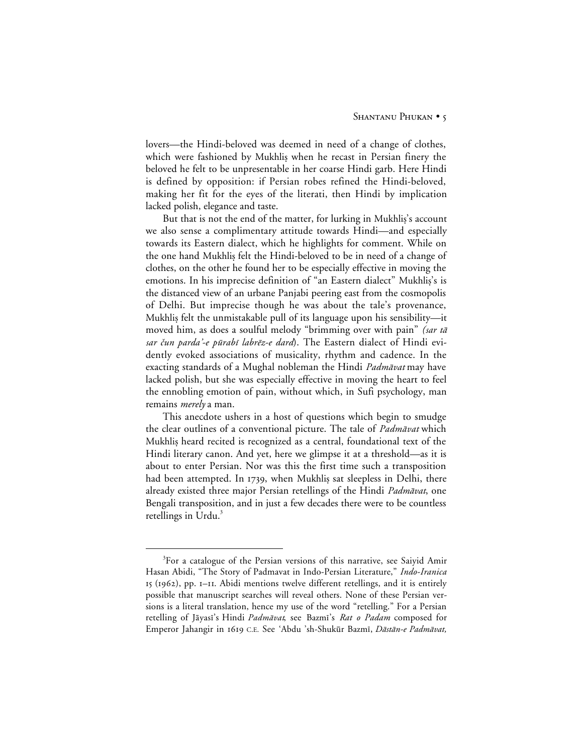lovers—the Hindi-beloved was deemed in need of a change of clothes, which were fashioned by Mukhliṣ when he recast in Persian finery the beloved he felt to be unpresentable in her coarse Hindi garb. Here Hindi is defined by opposition: if Persian robes refined the Hindi-beloved, making her fit for the eyes of the literati, then Hindi by implication lacked polish, elegance and taste.

But that is not the end of the matter, for lurking in Mukhliṣ's account we also sense a complimentary attitude towards Hindi—and especially towards its Eastern dialect, which he highlights for comment. While on the one hand Mukhliṣ felt the Hindi-beloved to be in need of a change of clothes, on the other he found her to be especially effective in moving the emotions. In his imprecise definition of "an Eastern dialect" Mukhliṣ's is the distanced view of an urbane Panjabi peering east from the cosmopolis of Delhi. But imprecise though he was about the tale's provenance, Mukhliṣ felt the unmistakable pull of its language upon his sensibility—it moved him, as does a soulful melody "brimming over with pain" *(sar tā sar čun parda'-e pūrabī labrēz-e dard*). The Eastern dialect of Hindi evidently evoked associations of musicality, rhythm and cadence. In the exacting standards of a Mughal nobleman the Hindi *Padmāvat* may have lacked polish, but she was especially effective in moving the heart to feel the ennobling emotion of pain, without which, in Sufi psychology, man remains *merely* a man.

This anecdote ushers in a host of questions which begin to smudge the clear outlines of a conventional picture. The tale of *Padmāvat* which Mukhliṣ heard recited is recognized as a central, foundational text of the Hindi literary canon. And yet, here we glimpse it at a threshold—as it is about to enter Persian. Nor was this the first time such a transposition had been attempted. In 1739, when Mukhliṣ sat sleepless in Delhi, there already existed three major Persian retellings of the Hindi *Padmāvat*, one Bengali transposition, and in just a few decades there were to be countless retellings in Urdu.[3]

[3]For a catalogue of the Persian versions of this narrative, see Saiyid Amir Hasan Abidi, "The Story of Padmavat in Indo-Persian Literature," *Indo-Iranica* 15 (1962), pp. 1–11. Abidi mentions twelve different retellings, and it is entirely possible that manuscript searches will reveal others. None of these Persian versions is a literal translation, hence my use of the word "retelling." For a Persian retelling of Jāyasī's Hindi *Padmāvat*, see Bazmī's *Rat o Padam* composed for Emperor Jahangir in 1619 C.E. See 'Abdu 'sh-Shukūr Bazmī, *Dāstān-e Padmāvat,*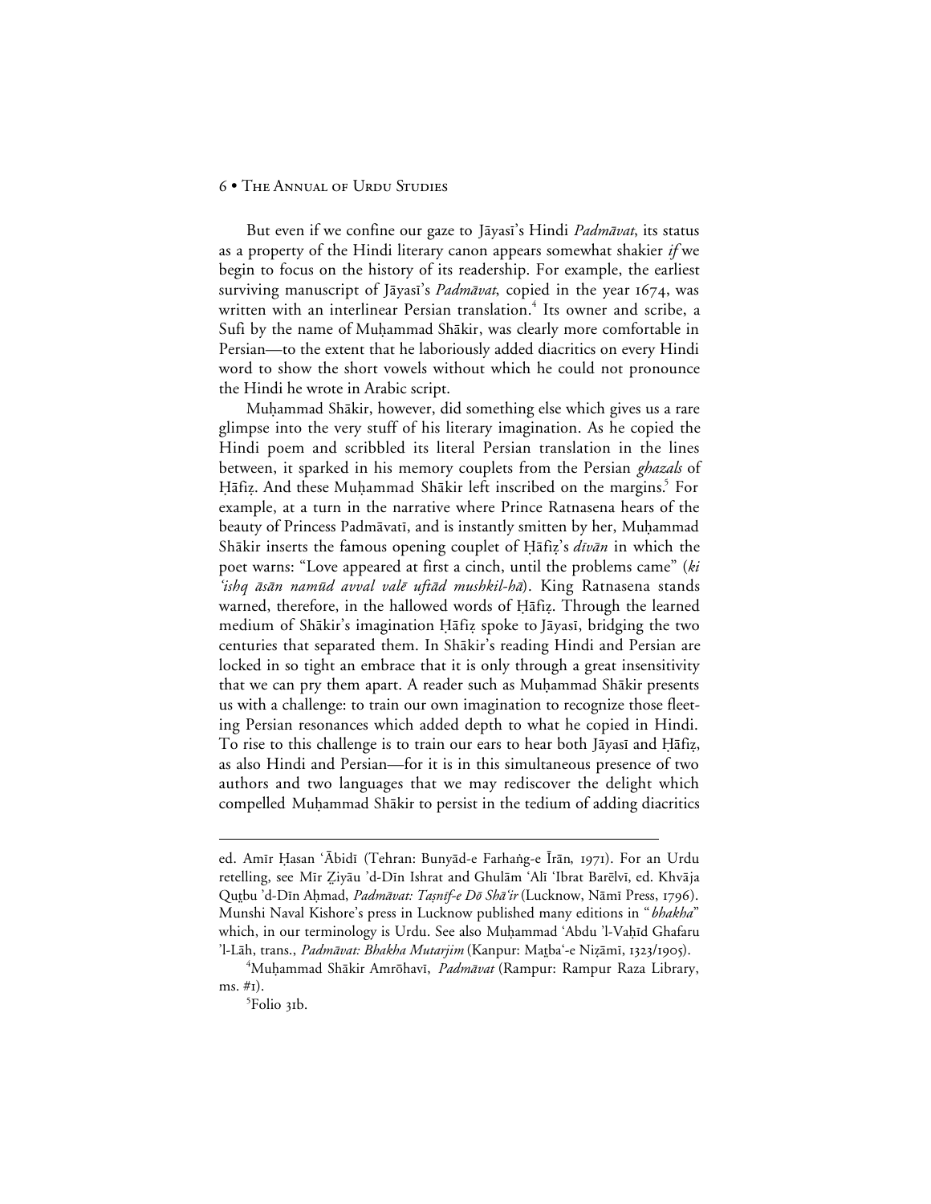But even if we confine our gaze to Jāyasī's Hindi *Padmāvat*, its status as a property of the Hindi literary canon appears somewhat shakier *if* we begin to focus on the history of its readership. For example, the earliest surviving manuscript of Jāyasī's *Padmāvat*, copied in the year 1674, was written with an interlinear Persian translation.[4] Its owner and scribe, a Sufi by the name of Muḥammad Shākir, was clearly more comfortable in Persian—to the extent that he laboriously added diacritics on every Hindi word to show the short vowels without which he could not pronounce the Hindi he wrote in Arabic script.

Muḥammad Shākir, however, did something else which gives us a rare glimpse into the very stuff of his literary imagination. As he copied the Hindi poem and scribbled its literal Persian translation in the lines between, it sparked in his memory couplets from the Persian *ghazals* of Ḥāfiẓ. And these Muḥammad Shākir left inscribed on the margins.[5] For example, at a turn in the narrative where Prince Ratnasena hears of the beauty of Princess Padmāvatī, and is instantly smitten by her, Muḥammad Shākir inserts the famous opening couplet of Ḥāfiẓ's *dīvān* in which the poet warns: "Love appeared at first a cinch, until the problems came" (*ki 'ishq āsān namūd avval valē uftād mushkil-hā*). King Ratnasena stands warned, therefore, in the hallowed words of Ḥāfiẓ. Through the learned medium of Shākir's imagination Ḥāfiẓ spoke to Jāyasī, bridging the two centuries that separated them. In Shākir's reading Hindi and Persian are locked in so tight an embrace that it is only through a great insensitivity that we can pry them apart. A reader such as Muḥammad Shākir presents us with a challenge: to train our own imagination to recognize those fleeting Persian resonances which added depth to what he copied in Hindi. To rise to this challenge is to train our ears to hear both Jāyasī and Ḥāfiẓ, as also Hindi and Persian—for it is in this simultaneous presence of two authors and two languages that we may rediscover the delight which compelled Muḥammad Shākir to persist in the tedium of adding diacritics

---

ed. Amīr Ḥasan 'Ābidī (Tehran: Bunyād-e Farhang-e Īrān, 1971). For an Urdu retelling, see Mīr Ẓiyāu 'd-Dīn Ishrat and Ghulām 'Alī 'Ibrat Barēlvī, ed. Khvāja Quṭbu 'd-Dīn Aḥmad, *Padmāvat: Taṣnīf-e Dō Shā'ir* (Lucknow, Nāmī Press, 1796). Munshi Naval Kishore's press in Lucknow published many editions in "*bhakha*" which, in our terminology is Urdu. See also Muḥammad 'Abdu 'l-Vaḥīd Ghafaru 'l-Lāh, trans., *Padmāvat: Bhakha Mutarjim* (Kanpur: Maṭba'-e Niẓāmī, 1323/1905).

[4] Muḥammad Shākir Amrōhavī, *Padmāvat* (Rampur: Rampur Raza Library, ms. #1).

[5] Folio 31b.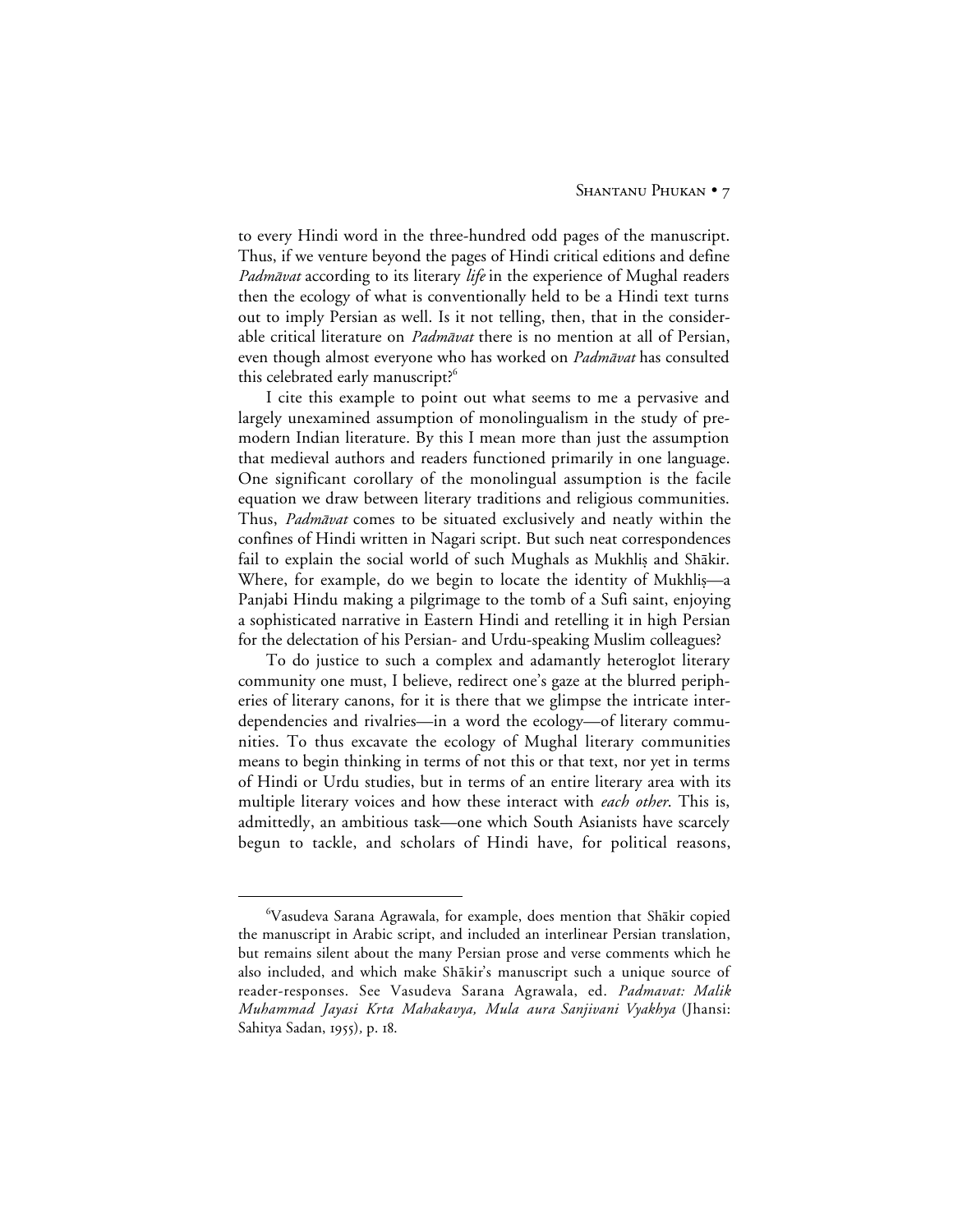to every Hindi word in the three-hundred odd pages of the manuscript. Thus, if we venture beyond the pages of Hindi critical editions and define *Padmāvat* according to its literary *life* in the experience of Mughal readers then the ecology of what is conventionally held to be a Hindi text turns out to imply Persian as well. Is it not telling, then, that in the considerable critical literature on *Padmāvat* there is no mention at all of Persian, even though almost everyone who has worked on *Padmāvat* has consulted this celebrated early manuscript?[6]

I cite this example to point out what seems to me a pervasive and largely unexamined assumption of monolingualism in the study of premodern Indian literature. By this I mean more than just the assumption that medieval authors and readers functioned primarily in one language. One significant corollary of the monolingual assumption is the facile equation we draw between literary traditions and religious communities. Thus, *Padmāvat* comes to be situated exclusively and neatly within the confines of Hindi written in Nagari script. But such neat correspondences fail to explain the social world of such Mughals as Mukhliṣ and Shākir. Where, for example, do we begin to locate the identity of Mukhliṣ—a Panjabi Hindu making a pilgrimage to the tomb of a Sufi saint, enjoying a sophisticated narrative in Eastern Hindi and retelling it in high Persian for the delectation of his Persian- and Urdu-speaking Muslim colleagues?

To do justice to such a complex and adamantly heteroglot literary community one must, I believe, redirect one's gaze at the blurred peripheries of literary canons, for it is there that we glimpse the intricate interdependencies and rivalries—in a word the ecology—of literary communities. To thus excavate the ecology of Mughal literary communities means to begin thinking in terms of not this or that text, nor yet in terms of Hindi or Urdu studies, but in terms of an entire literary area with its multiple literary voices and how these interact with *each other*. This is, admittedly, an ambitious task—one which South Asianists have scarcely begun to tackle, and scholars of Hindi have, for political reasons,

---

[6]Vasudeva Sarana Agrawala, for example, does mention that Shākir copied the manuscript in Arabic script, and included an interlinear Persian translation, but remains silent about the many Persian prose and verse comments which he also included, and which make Shākir's manuscript such a unique source of reader-responses. See Vasudeva Sarana Agrawala, ed. *Padmavat: Malik Muhammad Jayasi Krta Mahakavya, Mula aura Sanjivani Vyakhya* (Jhansi: Sahitya Sadan, 1955), p. 18.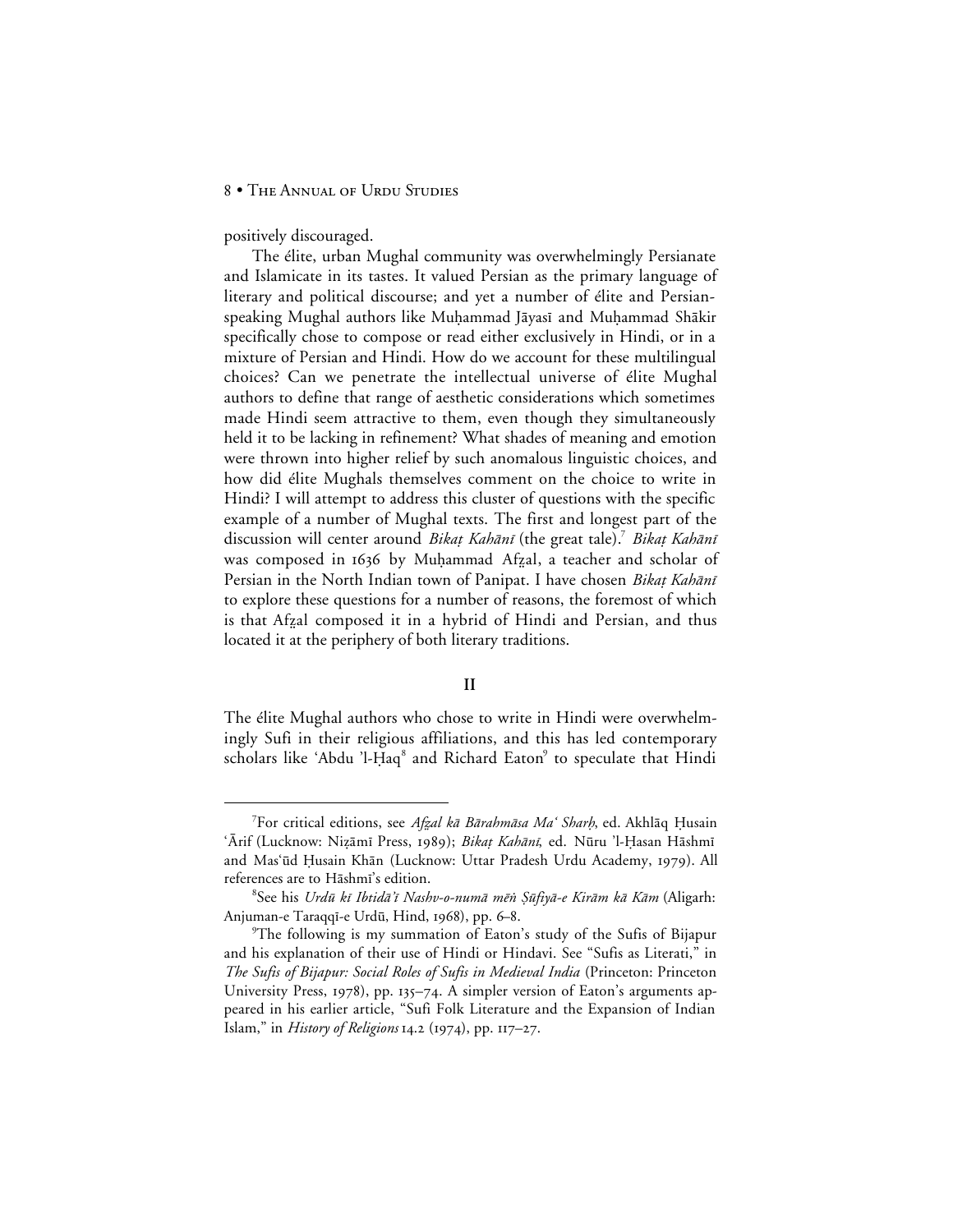positively discouraged.

The élite, urban Mughal community was overwhelmingly Persianate and Islamicate in its tastes. It valued Persian as the primary language of literary and political discourse; and yet a number of élite and Persian-speaking Mughal authors like Muḥammad Jāyasī and Muḥammad Shākir specifically chose to compose or read either exclusively in Hindi, or in a mixture of Persian and Hindi. How do we account for these multilingual choices? Can we penetrate the intellectual universe of élite Mughal authors to define that range of aesthetic considerations which sometimes made Hindi seem attractive to them, even though they simultaneously held it to be lacking in refinement? What shades of meaning and emotion were thrown into higher relief by such anomalous linguistic choices, and how did élite Mughals themselves comment on the choice to write in Hindi? I will attempt to address this cluster of questions with the specific example of a number of Mughal texts. The first and longest part of the discussion will center around *Bikaṭ Kahānī* (the great tale).[7] *Bikaṭ Kahānī* was composed in 1636 by Muḥammad Afẓal, a teacher and scholar of Persian in the North Indian town of Panipat. I have chosen *Bikaṭ Kahānī* to explore these questions for a number of reasons, the foremost of which is that Afẓal composed it in a hybrid of Hindi and Persian, and thus located it at the periphery of both literary traditions.

## II

The élite Mughal authors who chose to write in Hindi were overwhelmingly Sufi in their religious affiliations, and this has led contemporary scholars like ʿAbdu ʾl-Ḥaq[8] and Richard Eaton[9] to speculate that Hindi

---

[7]For critical editions, see *Afẓal kā Bārahmāsa Maʿ Sharḥ*, ed. Akhlāq Ḥusain ʿĀrif (Lucknow: Niẓāmī Press, 1989); *Bikaṭ Kahānī*, ed. Nūru ʾl-Ḥasan Hāshmī and Masʿūd Ḥusain Khān (Lucknow: Uttar Pradesh Urdu Academy, 1979). All references are to Hāshmī's edition.

[8]See his *Urdū kī Ibtidāʾī Nashv-o-numā mēṅ Ṣūfiyā-e Kirām kā Kām* (Aligarh: Anjuman-e Taraqqī-e Urdū, Hind, 1968), pp. 6–8.

[9]The following is my summation of Eaton's study of the Sufis of Bijapur and his explanation of their use of Hindi or Hindavi. See "Sufis as Literati," in *The Sufis of Bijapur: Social Roles of Sufis in Medieval India* (Princeton: Princeton University Press, 1978), pp. 135–74. A simpler version of Eaton's arguments appeared in his earlier article, "Sufi Folk Literature and the Expansion of Indian Islam," in *History of Religions* 14.2 (1974), pp. 117–27.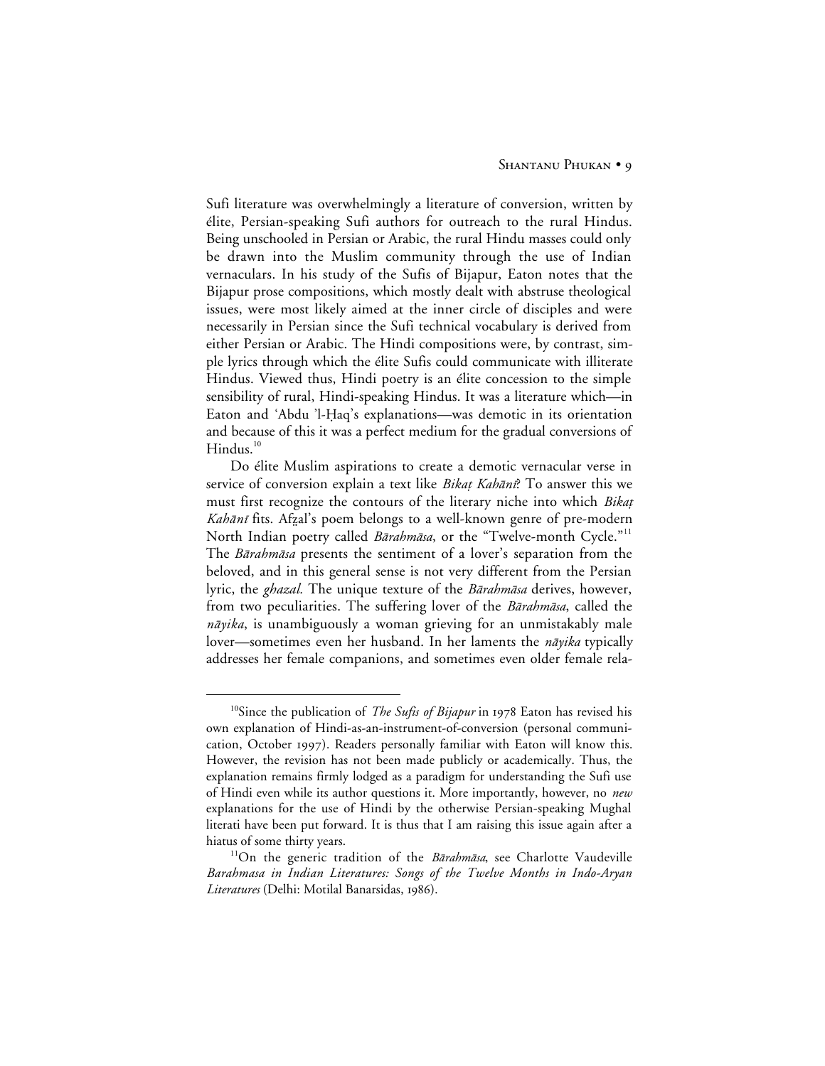Sufi literature was overwhelmingly a literature of conversion, written by élite, Persian-speaking Sufi authors for outreach to the rural Hindus. Being unschooled in Persian or Arabic, the rural Hindu masses could only be drawn into the Muslim community through the use of Indian vernaculars. In his study of the Sufis of Bijapur, Eaton notes that the Bijapur prose compositions, which mostly dealt with abstruse theological issues, were most likely aimed at the inner circle of disciples and were necessarily in Persian since the Sufi technical vocabulary is derived from either Persian or Arabic. The Hindi compositions were, by contrast, simple lyrics through which the élite Sufis could communicate with illiterate Hindus. Viewed thus, Hindi poetry is an élite concession to the simple sensibility of rural, Hindi-speaking Hindus. It was a literature which—in Eaton and 'Abdu 'l-Ḥaq's explanations—was demotic in its orientation and because of this it was a perfect medium for the gradual conversions of Hindus.[10]

Do élite Muslim aspirations to create a demotic vernacular verse in service of conversion explain a text like *Bikaṭ Kahānī*? To answer this we must first recognize the contours of the literary niche into which *Bikaṭ Kahānī* fits. Afẓal's poem belongs to a well-known genre of pre-modern North Indian poetry called *Bārahmāsa*, or the "Twelve-month Cycle."[11] The *Bārahmāsa* presents the sentiment of a lover's separation from the beloved, and in this general sense is not very different from the Persian lyric, the *ghazal.* The unique texture of the *Bārahmāsa* derives, however, from two peculiarities. The suffering lover of the *Bārahmāsa*, called the *nāyika*, is unambiguously a woman grieving for an unmistakably male lover—sometimes even her husband. In her laments the *nāyika* typically addresses her female companions, and sometimes even older female rela-

---

[10]Since the publication of *The Sufis of Bijapur* in 1978 Eaton has revised his own explanation of Hindi-as-an-instrument-of-conversion (personal communication, October 1997). Readers personally familiar with Eaton will know this. However, the revision has not been made publicly or academically. Thus, the explanation remains firmly lodged as a paradigm for understanding the Sufi use of Hindi even while its author questions it. More importantly, however, no *new* explanations for the use of Hindi by the otherwise Persian-speaking Mughal literati have been put forward. It is thus that I am raising this issue again after a hiatus of some thirty years.

[11]On the generic tradition of the *Bārahmāsa*, see Charlotte Vaudeville *Barahmasa in Indian Literatures: Songs of the Twelve Months in Indo-Aryan Literatures* (Delhi: Motilal Banarsidas, 1986).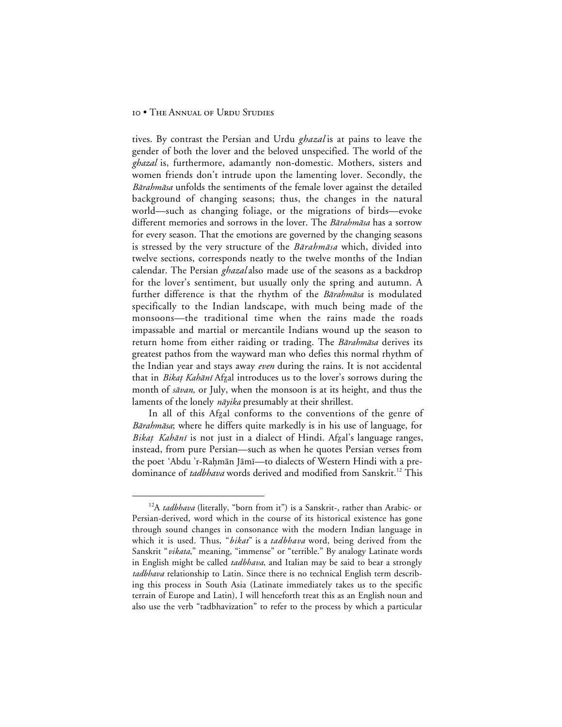tives. By contrast the Persian and Urdu *ghazal* is at pains to leave the gender of both the lover and the beloved unspecified. The world of the *ghazal* is, furthermore, adamantly non-domestic. Mothers, sisters and women friends don't intrude upon the lamenting lover. Secondly, the *Bārahmāsa* unfolds the sentiments of the female lover against the detailed background of changing seasons; thus, the changes in the natural world—such as changing foliage, or the migrations of birds—evoke different memories and sorrows in the lover. The *Bārahmāsa* has a sorrow for every season. That the emotions are governed by the changing seasons is stressed by the very structure of the *Bārahmāsa* which, divided into twelve sections, corresponds neatly to the twelve months of the Indian calendar. The Persian *ghazal* also made use of the seasons as a backdrop for the lover's sentiment, but usually only the spring and autumn. A further difference is that the rhythm of the *Bārahmāsa* is modulated specifically to the Indian landscape, with much being made of the monsoons—the traditional time when the rains made the roads impassable and martial or mercantile Indians wound up the season to return home from either raiding or trading. The *Bārahmāsa* derives its greatest pathos from the wayward man who defies this normal rhythm of the Indian year and stays away *even* during the rains. It is not accidental that in *Bikaṭ Kahānī* Afẓal introduces us to the lover's sorrows during the month of *sāvan,* or July, when the monsoon is at its height, and thus the laments of the lonely *nāyika* presumably at their shrillest.

In all of this Afẓal conforms to the conventions of the genre of *Bārahmāsa*; where he differs quite markedly is in his use of language, for *Bikaṭ Kahānī* is not just in a dialect of Hindi. Afẓal's language ranges, instead, from pure Persian—such as when he quotes Persian verses from the poet 'Abdu 'r-Raḥmān Jāmī—to dialects of Western Hindi with a predominance of *tadbhava* words derived and modified from Sanskrit.[12] This

---

[12]A *tadbhava* (literally, "born from it") is a Sanskrit-, rather than Arabic- or Persian-derived, word which in the course of its historical existence has gone through sound changes in consonance with the modern Indian language in which it is used. Thus, "*bikat*" is a *tadbhava* word, being derived from the Sanskrit "*vikata*," meaning, "immense" or "terrible." By analogy Latinate words in English might be called *tadbhava*, and Italian may be said to bear a strongly *tadbhava* relationship to Latin. Since there is no technical English term describing this process in South Asia (Latinate immediately takes us to the specific terrain of Europe and Latin), I will henceforth treat this as an English noun and also use the verb "tadbhavization" to refer to the process by which a particular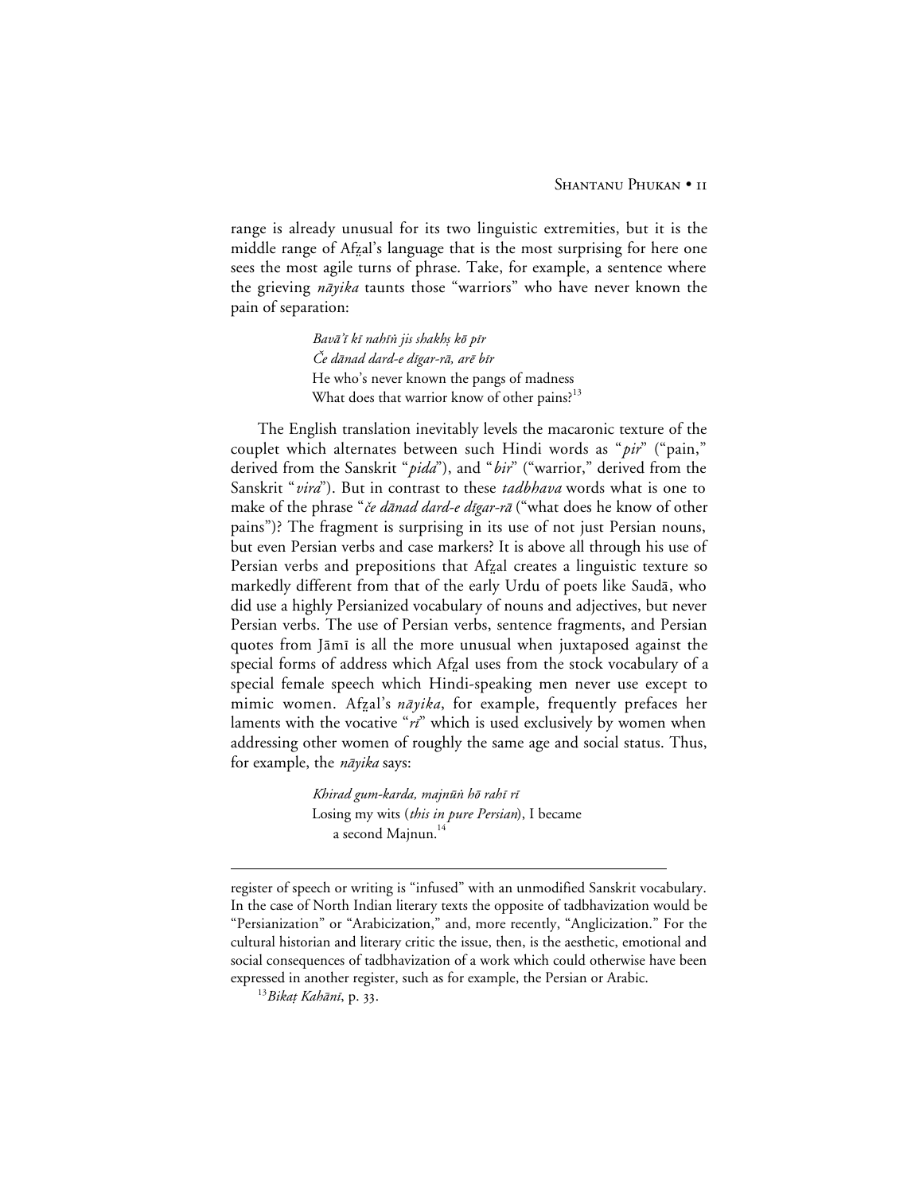range is already unusual for its two linguistic extremities, but it is the middle range of Afẕal's language that is the most surprising for here one sees the most agile turns of phrase. Take, for example, a sentence where the grieving *nāyika* taunts those "warriors" who have never known the pain of separation:

> *Bavā'ī kī nahīṅ jis shakhṣ kō pīr*
> *Če dānad dard-e dīgar-rā, arē bīr*
> He who's never known the pangs of madness
> What does that warrior know of other pains?[13]

The English translation inevitably levels the macaronic texture of the couplet which alternates between such Hindi words as "*pir*" ("pain," derived from the Sanskrit "*pida*"), and "*bir*" ("warrior," derived from the Sanskrit "*vira*"). But in contrast to these *tadbhava* words what is one to make of the phrase "*če dānad dard-e dīgar-rā* ("what does he know of other pains")? The fragment is surprising in its use of not just Persian nouns, but even Persian verbs and case markers? It is above all through his use of Persian verbs and prepositions that Afẕal creates a linguistic texture so markedly different from that of the early Urdu of poets like Saudā, who did use a highly Persianized vocabulary of nouns and adjectives, but never Persian verbs. The use of Persian verbs, sentence fragments, and Persian quotes from Jāmī is all the more unusual when juxtaposed against the special forms of address which Afẕal uses from the stock vocabulary of a special female speech which Hindi-speaking men never use except to mimic women. Afẕal's *nāyika*, for example, frequently prefaces her laments with the vocative "*ri*" which is used exclusively by women when addressing other women of roughly the same age and social status. Thus, for example, the *nāyika* says:

> *Khirad gum-karda, majnūṅ hō rahī rī*
> Losing my wits (*this in pure Persian*), I became a second Majnun.[14]

---

register of speech or writing is "infused" with an unmodified Sanskrit vocabulary. In the case of North Indian literary texts the opposite of tadbhavization would be "Persianization" or "Arabicization," and, more recently, "Anglicization." For the cultural historian and literary critic the issue, then, is the aesthetic, emotional and social consequences of tadbhavization of a work which could otherwise have been expressed in another register, such as for example, the Persian or Arabic.

[13] *Bikaṭ Kahānī*, p. 33.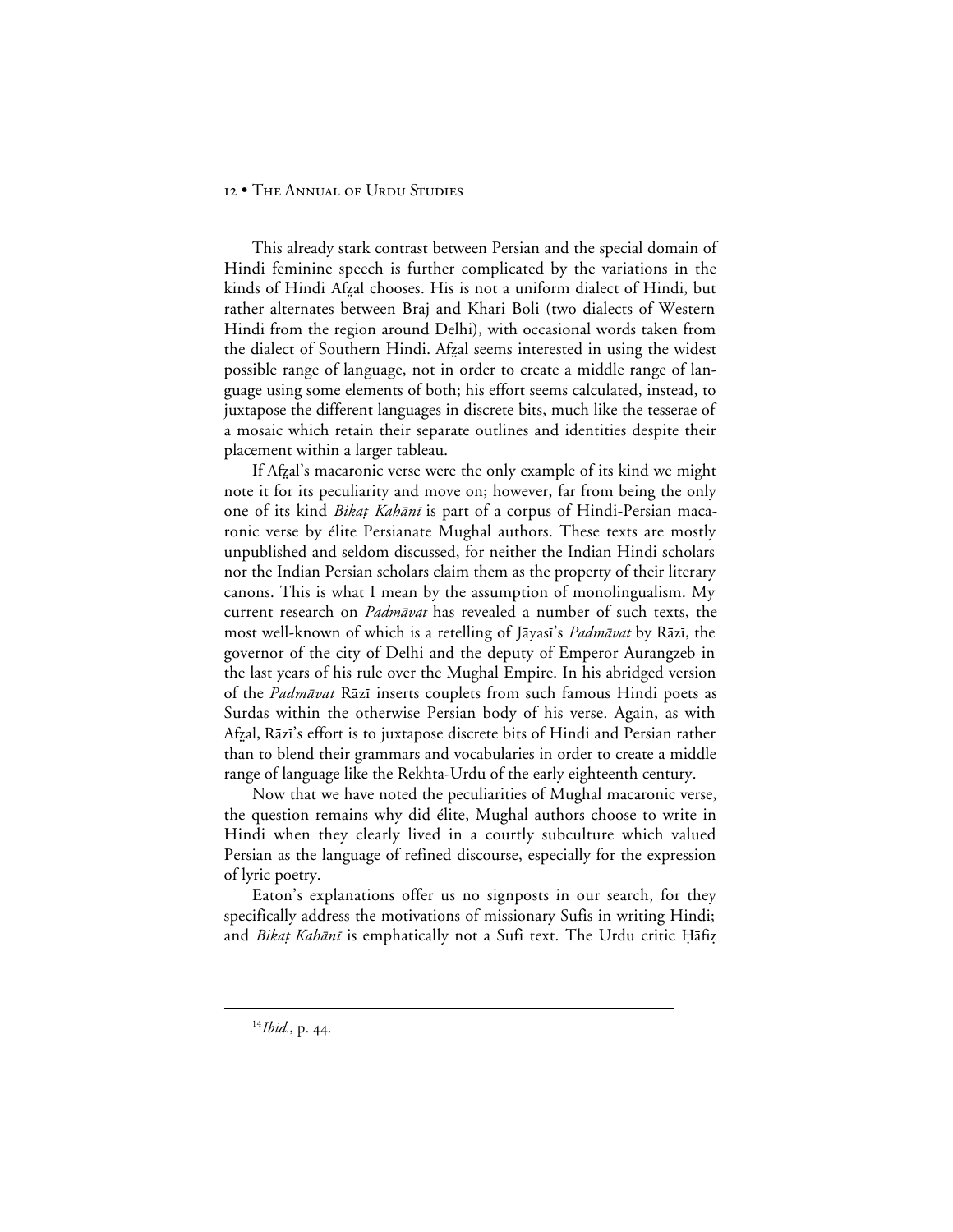This already stark contrast between Persian and the special domain of Hindi feminine speech is further complicated by the variations in the kinds of Hindi Afẕal chooses. His is not a uniform dialect of Hindi, but rather alternates between Braj and Khari Boli (two dialects of Western Hindi from the region around Delhi), with occasional words taken from the dialect of Southern Hindi. Afẕal seems interested in using the widest possible range of language, not in order to create a middle range of language using some elements of both; his effort seems calculated, instead, to juxtapose the different languages in discrete bits, much like the tesserae of a mosaic which retain their separate outlines and identities despite their placement within a larger tableau.

If Afẕal's macaronic verse were the only example of its kind we might note it for its peculiarity and move on; however, far from being the only one of its kind *Bikaṭ Kahānī* is part of a corpus of Hindi-Persian macaronic verse by élite Persianate Mughal authors. These texts are mostly unpublished and seldom discussed, for neither the Indian Hindi scholars nor the Indian Persian scholars claim them as the property of their literary canons. This is what I mean by the assumption of monolingualism. My current research on *Padmāvat* has revealed a number of such texts, the most well-known of which is a retelling of Jāyasī's *Padmāvat* by Rāzī, the governor of the city of Delhi and the deputy of Emperor Aurangzeb in the last years of his rule over the Mughal Empire. In his abridged version of the *Padmāvat* Rāzī inserts couplets from such famous Hindi poets as Surdas within the otherwise Persian body of his verse. Again, as with Afẕal, Rāzī's effort is to juxtapose discrete bits of Hindi and Persian rather than to blend their grammars and vocabularies in order to create a middle range of language like the Rekhta-Urdu of the early eighteenth century.

Now that we have noted the peculiarities of Mughal macaronic verse, the question remains why did élite, Mughal authors choose to write in Hindi when they clearly lived in a courtly subculture which valued Persian as the language of refined discourse, especially for the expression of lyric poetry.

Eaton's explanations offer us no signposts in our search, for they specifically address the motivations of missionary Sufis in writing Hindi; and *Bikaṭ Kahānī* is emphatically not a Sufi text. The Urdu critic Ḥāfiẓ

---

[14] *Ibid.*, p. 44.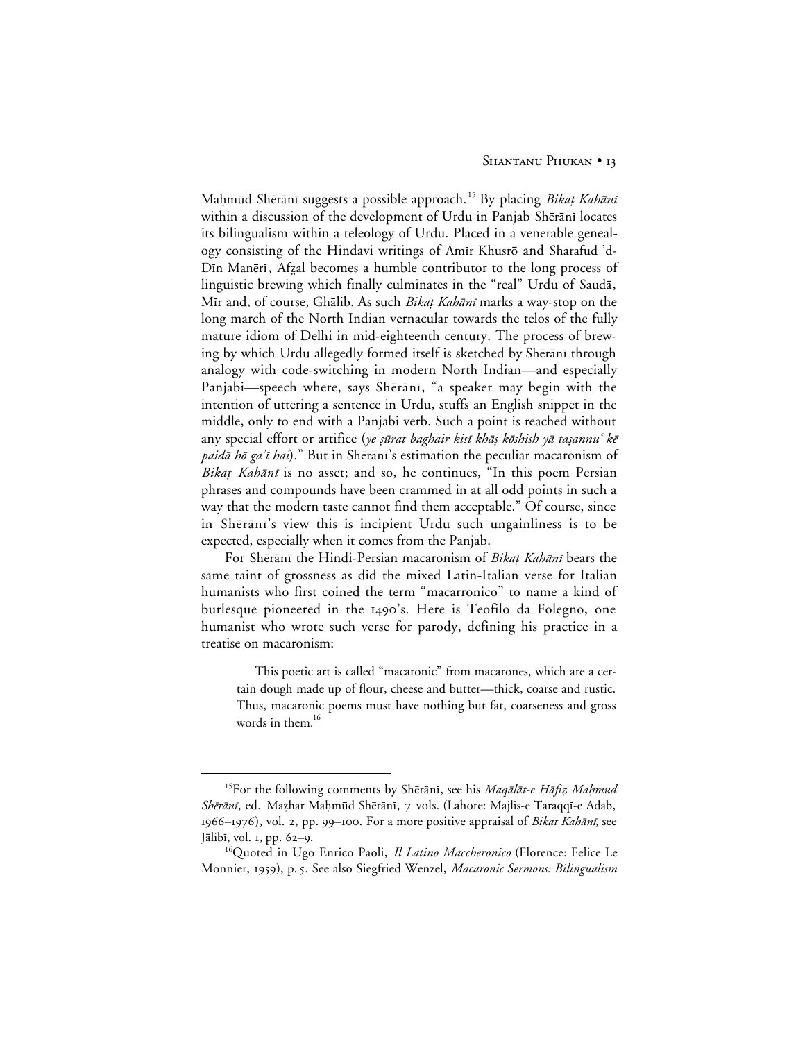Maḥmūd Shērānī suggests a possible approach.[15] By placing *Bikaṭ Kahānī* within a discussion of the development of Urdu in Panjab Shērānī locates its bilingualism within a teleology of Urdu. Placed in a venerable genealogy consisting of the Hindavi writings of Amīr Khusrō and Sharafud 'd-Dīn Manērī, Afẓal becomes a humble contributor to the long process of linguistic brewing which finally culminates in the "real" Urdu of Saudā, Mīr and, of course, Ghālib. As such *Bikaṭ Kahānī* marks a way-stop on the long march of the North Indian vernacular towards the telos of the fully mature idiom of Delhi in mid-eighteenth century. The process of brewing by which Urdu allegedly formed itself is sketched by Shērānī through analogy with code-switching in modern North Indian—and especially Panjabi—speech where, says Shērānī, "a speaker may begin with the intention of uttering a sentence in Urdu, stuffs an English snippet in the middle, only to end with a Panjabi verb. Such a point is reached without any special effort or artifice (*ye ṣūrat baghair kisī khāṣ kōshish yā taṣannu' kē paidā hō ga'ī hai*)." But in Shērānī's estimation the peculiar macaronism of *Bikaṭ Kahānī* is no asset; and so, he continues, "In this poem Persian phrases and compounds have been crammed in at all odd points in such a way that the modern taste cannot find them acceptable." Of course, since in Shērānī's view this is incipient Urdu such ungainliness is to be expected, especially when it comes from the Panjab.

For Shērānī the Hindi-Persian macaronism of *Bikaṭ Kahānī* bears the same taint of grossness as did the mixed Latin-Italian verse for Italian humanists who first coined the term "macarronico" to name a kind of burlesque pioneered in the 1490's. Here is Teofilo da Folegno, one humanist who wrote such verse for parody, defining his practice in a treatise on macaronism:

> This poetic art is called "macaronic" from macarones, which are a certain dough made up of flour, cheese and butter—thick, coarse and rustic. Thus, macaronic poems must have nothing but fat, coarseness and gross words in them.[16]

---

[15]For the following comments by Shērānī, see his *Maqālāt-e Ḥāfiẓ Maḥmud Shērānī*, ed. Maẓhar Maḥmūd Shērānī, 7 vols. (Lahore: Majlis-e Taraqqī-e Adab, 1966–1976), vol. 2, pp. 99–100. For a more positive appraisal of *Bikat Kahānī*, see Jālibī, vol. 1, pp. 62–9.

[16]Quoted in Ugo Enrico Paoli, *Il Latino Maccheronico* (Florence: Felice Le Monnier, 1959), p. 5. See also Siegfried Wenzel, *Macaronic Sermons: Bilingualism*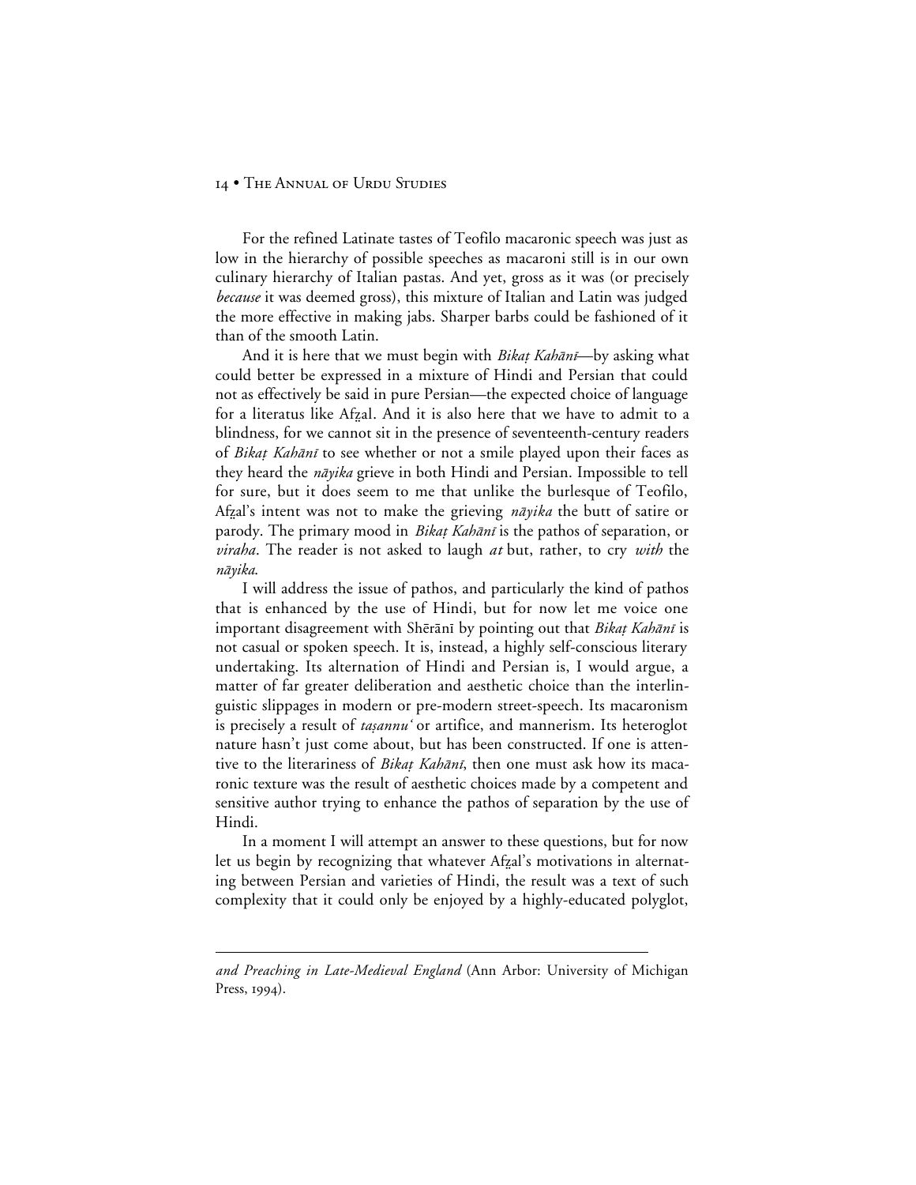For the refined Latinate tastes of Teofilo macaronic speech was just as low in the hierarchy of possible speeches as macaroni still is in our own culinary hierarchy of Italian pastas. And yet, gross as it was (or precisely *because* it was deemed gross), this mixture of Italian and Latin was judged the more effective in making jabs. Sharper barbs could be fashioned of it than of the smooth Latin.

And it is here that we must begin with *Bikaṭ Kahānī*—by asking what could better be expressed in a mixture of Hindi and Persian that could not as effectively be said in pure Persian—the expected choice of language for a literatus like Afẓal. And it is also here that we have to admit to a blindness, for we cannot sit in the presence of seventeenth-century readers of *Bikaṭ Kahānī* to see whether or not a smile played upon their faces as they heard the *nāyika* grieve in both Hindi and Persian. Impossible to tell for sure, but it does seem to me that unlike the burlesque of Teofilo, Afẓal's intent was not to make the grieving *nāyika* the butt of satire or parody. The primary mood in *Bikaṭ Kahānī* is the pathos of separation, or *viraha*. The reader is not asked to laugh *at* but, rather, to cry *with* the *nāyika*.

I will address the issue of pathos, and particularly the kind of pathos that is enhanced by the use of Hindi, but for now let me voice one important disagreement with Shērānī by pointing out that *Bikaṭ Kahānī* is not casual or spoken speech. It is, instead, a highly self-conscious literary undertaking. Its alternation of Hindi and Persian is, I would argue, a matter of far greater deliberation and aesthetic choice than the interlinguistic slippages in modern or pre-modern street-speech. Its macaronism is precisely a result of *taṣannu'* or artifice, and mannerism. Its heteroglot nature hasn't just come about, but has been constructed. If one is attentive to the literariness of *Bikaṭ Kahānī*, then one must ask how its macaronic texture was the result of aesthetic choices made by a competent and sensitive author trying to enhance the pathos of separation by the use of Hindi.

In a moment I will attempt an answer to these questions, but for now let us begin by recognizing that whatever Afẓal's motivations in alternating between Persian and varieties of Hindi, the result was a text of such complexity that it could only be enjoyed by a highly-educated polyglot,

---

*and Preaching in Late-Medieval England* (Ann Arbor: University of Michigan Press, 1994).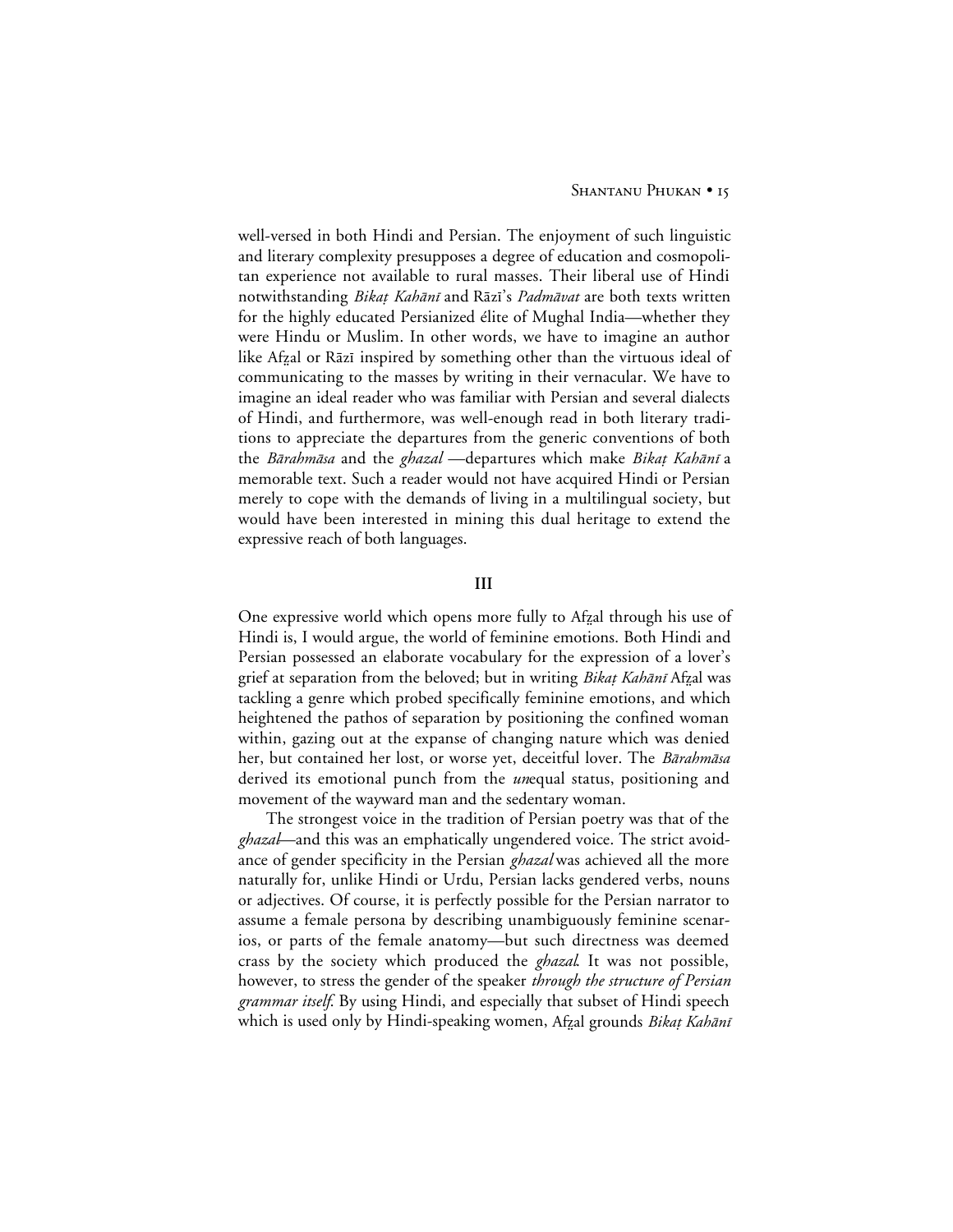well-versed in both Hindi and Persian. The enjoyment of such linguistic and literary complexity presupposes a degree of education and cosmopolitan experience not available to rural masses. Their liberal use of Hindi notwithstanding *Bikaṭ Kahānī* and Rāzī's *Padmāvat* are both texts written for the highly educated Persianized élite of Mughal India—whether they were Hindu or Muslim. In other words, we have to imagine an author like Afẓal or Rāzī inspired by something other than the virtuous ideal of communicating to the masses by writing in their vernacular. We have to imagine an ideal reader who was familiar with Persian and several dialects of Hindi, and furthermore, was well-enough read in both literary traditions to appreciate the departures from the generic conventions of both the *Bārahmāsa* and the *ghazal* —departures which make *Bikaṭ Kahānī* a memorable text. Such a reader would not have acquired Hindi or Persian merely to cope with the demands of living in a multilingual society, but would have been interested in mining this dual heritage to extend the expressive reach of both languages.

## III

One expressive world which opens more fully to Afẓal through his use of Hindi is, I would argue, the world of feminine emotions. Both Hindi and Persian possessed an elaborate vocabulary for the expression of a lover's grief at separation from the beloved; but in writing *Bikaṭ Kahānī* Afẓal was tackling a genre which probed specifically feminine emotions, and which heightened the pathos of separation by positioning the confined woman within, gazing out at the expanse of changing nature which was denied her, but contained her lost, or worse yet, deceitful lover. The *Bārahmāsa* derived its emotional punch from the *un*equal status, positioning and movement of the wayward man and the sedentary woman.

The strongest voice in the tradition of Persian poetry was that of the *ghazal*—and this was an emphatically ungendered voice. The strict avoidance of gender specificity in the Persian *ghazal* was achieved all the more naturally for, unlike Hindi or Urdu, Persian lacks gendered verbs, nouns or adjectives. Of course, it is perfectly possible for the Persian narrator to assume a female persona by describing unambiguously feminine scenarios, or parts of the female anatomy—but such directness was deemed crass by the society which produced the *ghazal*. It was not possible, however, to stress the gender of the speaker *through the structure of Persian grammar itself*. By using Hindi, and especially that subset of Hindi speech which is used only by Hindi-speaking women, Afẓal grounds *Bikaṭ Kahānī*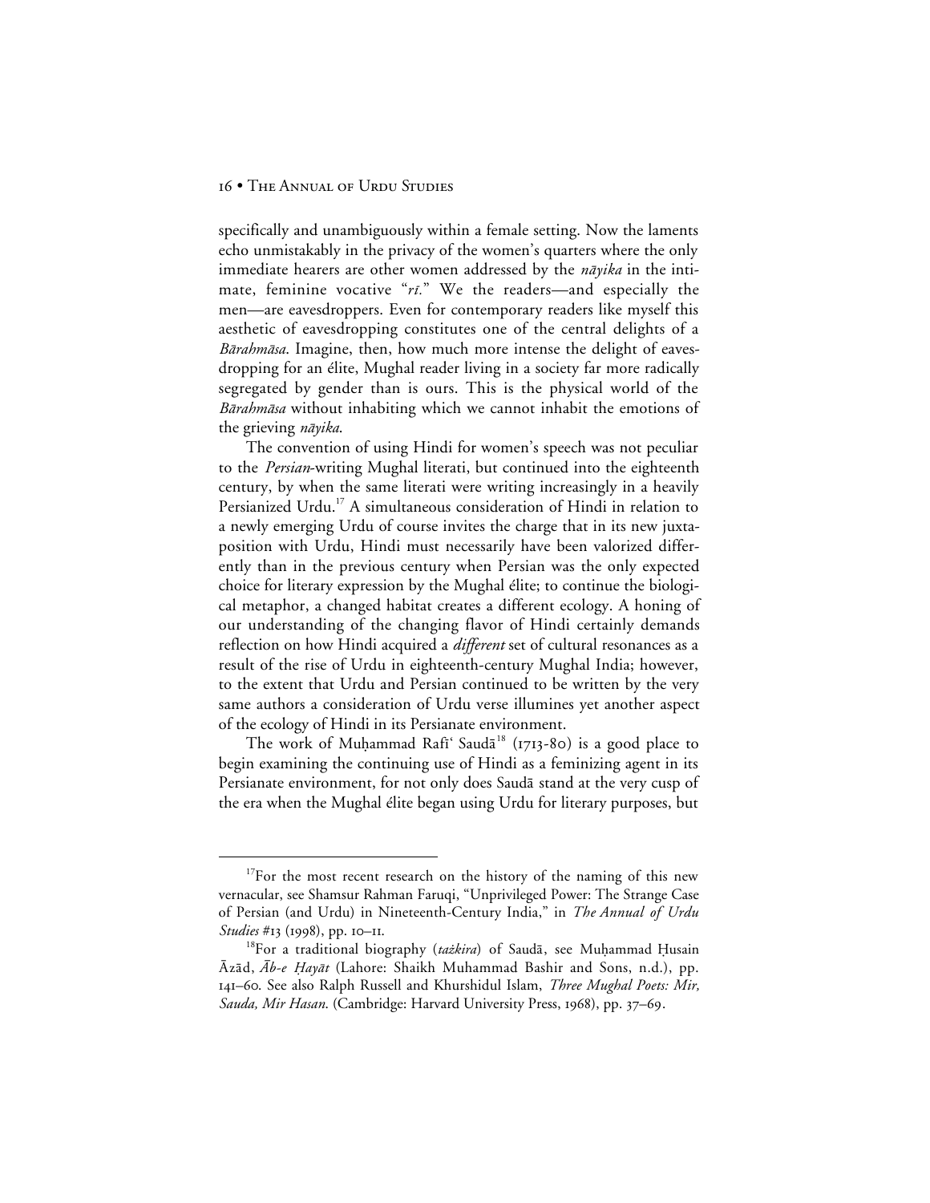specifically and unambiguously within a female setting. Now the laments echo unmistakably in the privacy of the women's quarters where the only immediate hearers are other women addressed by the *nāyika* in the intimate, feminine vocative "*rī*." We the readers—and especially the men—are eavesdroppers. Even for contemporary readers like myself this aesthetic of eavesdropping constitutes one of the central delights of a *Bārahmāsa*. Imagine, then, how much more intense the delight of eavesdropping for an élite, Mughal reader living in a society far more radically segregated by gender than is ours. This is the physical world of the *Bārahmāsa* without inhabiting which we cannot inhabit the emotions of the grieving *nāyika*.

The convention of using Hindi for women's speech was not peculiar to the *Persian*-writing Mughal literati, but continued into the eighteenth century, by when the same literati were writing increasingly in a heavily Persianized Urdu.[17] A simultaneous consideration of Hindi in relation to a newly emerging Urdu of course invites the charge that in its new juxtaposition with Urdu, Hindi must necessarily have been valorized differently than in the previous century when Persian was the only expected choice for literary expression by the Mughal élite; to continue the biological metaphor, a changed habitat creates a different ecology. A honing of our understanding of the changing flavor of Hindi certainly demands reflection on how Hindi acquired a *different* set of cultural resonances as a result of the rise of Urdu in eighteenth-century Mughal India; however, to the extent that Urdu and Persian continued to be written by the very same authors a consideration of Urdu verse illumines yet another aspect of the ecology of Hindi in its Persianate environment.

The work of Muḥammad Rafīʿ Saudā[18] (1713-80) is a good place to begin examining the continuing use of Hindi as a feminizing agent in its Persianate environment, for not only does Saudā stand at the very cusp of the era when the Mughal élite began using Urdu for literary purposes, but

[17]For the most recent research on the history of the naming of this new vernacular, see Shamsur Rahman Faruqi, "Unprivileged Power: The Strange Case of Persian (and Urdu) in Nineteenth-Century India," in *The Annual of Urdu Studies* #13 (1998), pp. 10–11.

[18]For a traditional biography (*taẕkira*) of Saudā, see Muḥammad Ḥusain Āzād, *Āb-e Ḥayāt* (Lahore: Shaikh Muhammad Bashir and Sons, n.d.), pp. 141–60. See also Ralph Russell and Khurshidul Islam, *Three Mughal Poets: Mir, Sauda, Mir Hasan.* (Cambridge: Harvard University Press, 1968), pp. 37–69.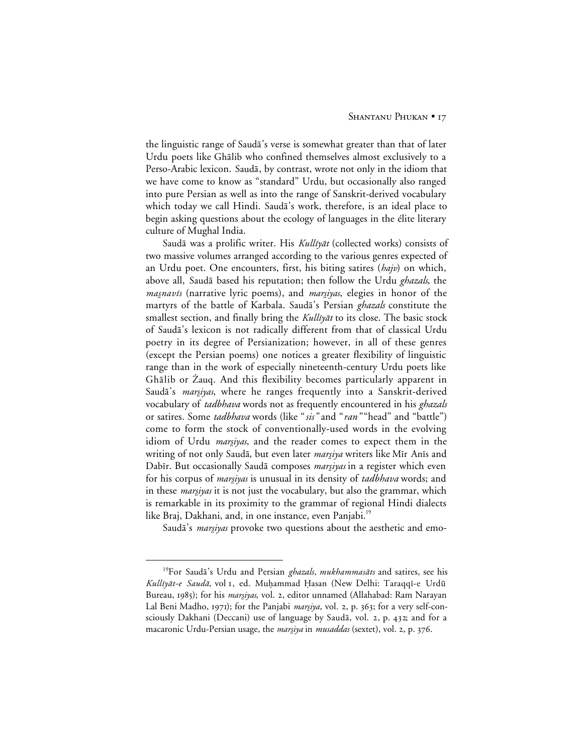the linguistic range of Saudā's verse is somewhat greater than that of later Urdu poets like Ghālib who confined themselves almost exclusively to a Perso-Arabic lexicon. Saudā, by contrast, wrote not only in the idiom that we have come to know as "standard" Urdu, but occasionally also ranged into pure Persian as well as into the range of Sanskrit-derived vocabulary which today we call Hindi. Saudā's work, therefore, is an ideal place to begin asking questions about the ecology of languages in the élite literary culture of Mughal India.

Saudā was a prolific writer. His *Kullīyāt* (collected works) consists of two massive volumes arranged according to the various genres expected of an Urdu poet. One encounters, first, his biting satires (*hajv*) on which, above all, Saudā based his reputation; then follow the Urdu *ghazals*, the *maṡnavīs* (narrative lyric poems), and *marṡiyas*, elegies in honor of the martyrs of the battle of Karbala. Saudā's Persian *ghazals* constitute the smallest section, and finally bring the *Kullīyāt* to its close. The basic stock of Saudā's lexicon is not radically different from that of classical Urdu poetry in its degree of Persianization; however, in all of these genres (except the Persian poems) one notices a greater flexibility of linguistic range than in the work of especially nineteenth-century Urdu poets like Ghālib or Żauq. And this flexibility becomes particularly apparent in Saudā's *marṡiyas*, where he ranges frequently into a Sanskrit-derived vocabulary of *tadbhava* words not as frequently encountered in his *ghazals* or satires. Some *tadbhava* words (like "*sīs*" and "*ran*" "head" and "battle") come to form the stock of conventionally-used words in the evolving idiom of Urdu *marṡiyas*, and the reader comes to expect them in the writing of not only Saudā, but even later *marṡiya* writers like Mīr Anīs and Dabīr. But occasionally Saudā composes *marṡiyas* in a register which even for his corpus of *marṡiyas* is unusual in its density of *tadbhava* words; and in these *marṡiyas* it is not just the vocabulary, but also the grammar, which is remarkable in its proximity to the grammar of regional Hindi dialects like Braj, Dakhani, and, in one instance, even Panjabi.[19]

Saudā's *marṡiyas* provoke two questions about the aesthetic and emo-

[19] For Saudā's Urdu and Persian *ghazals*, *mukhammasāts* and satires, see his *Kullīyāt-e Saudā*, vol 1, ed. Muḥammad Ḥasan (New Delhi: Taraqqī-e Urdū Bureau, 1985); for his *marṡiyas*, vol. 2, editor unnamed (Allahabad: Ram Narayan Lal Beni Madho, 1971); for the Panjabi *marṡiya*, vol. 2, p. 363; for a very self-consciously Dakhani (Deccani) use of language by Saudā, vol. 2, p. 432; and for a macaronic Urdu-Persian usage, the *marṡiya* in *musaddas* (sextet), vol. 2, p. 376.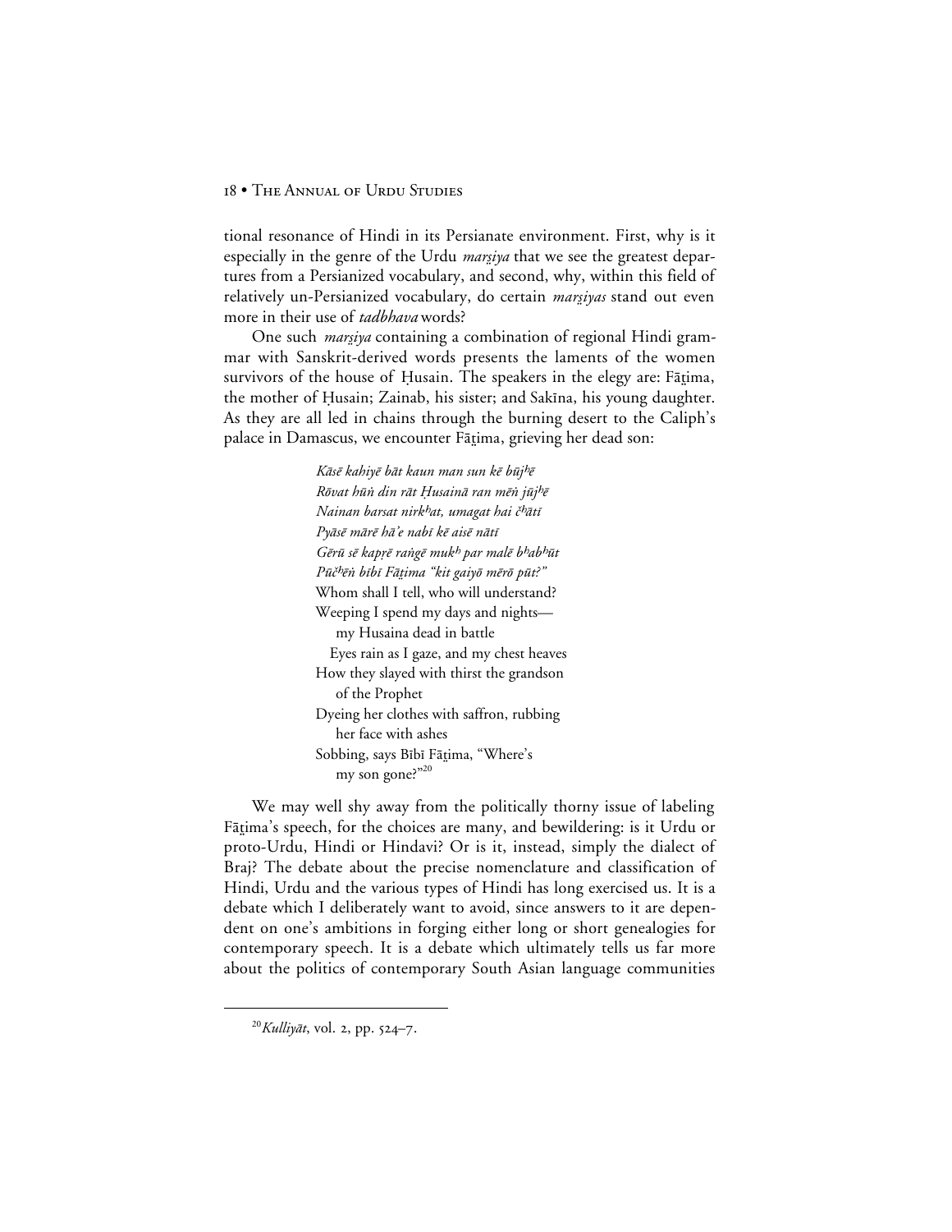tional resonance of Hindi in its Persianate environment. First, why is it especially in the genre of the Urdu *mars̤iya* that we see the greatest departures from a Persianized vocabulary, and second, why, within this field of relatively un-Persianized vocabulary, do certain *mars̤iyas* stand out even more in their use of *tadbhava* words?

One such *mars̤iya* containing a combination of regional Hindi grammar with Sanskrit-derived words presents the laments of the women survivors of the house of Ḥusain. The speakers in the elegy are: Fāt̤ima, the mother of Ḥusain; Zainab, his sister; and Sakīna, his young daughter. As they are all led in chains through the burning desert to the Caliph's palace in Damascus, we encounter Fāt̤ima, grieving her dead son:

> *Kāsē kahiyē bāt kaun man sun kē būjʰē*
> *Rōvat hūṅ din rāt Ḥusainā ran mēṅ jūjʰē*
> *Nainan barsat nirkʰat, umagat hai čʰātī*
> *Pyāsē mārē hā'e nabī kē aisē nātī*
> *Gērū sē kapṛē raṅgē mukʰ par malē bʰabʰūt*
> *Pūčʰēṅ bībī Fāt̤ima "kit gaiyō mērō pūt?"*
> Whom shall I tell, who will understand?
> Weeping I spend my days and nights—
> my Husaina dead in battle
> Eyes rain as I gaze, and my chest heaves
> How they slayed with thirst the grandson
> of the Prophet
> Dyeing her clothes with saffron, rubbing
> her face with ashes
> Sobbing, says Bībī Fāt̤ima, "Where's
> my son gone?"[20]

We may well shy away from the politically thorny issue of labeling Fāt̤ima's speech, for the choices are many, and bewildering: is it Urdu or proto-Urdu, Hindi or Hindavi? Or is it, instead, simply the dialect of Braj? The debate about the precise nomenclature and classification of Hindi, Urdu and the various types of Hindi has long exercised us. It is a debate which I deliberately want to avoid, since answers to it are dependent on one's ambitions in forging either long or short genealogies for contemporary speech. It is a debate which ultimately tells us far more about the politics of contemporary South Asian language communities

[20] *Kulliyāt*, vol. 2, pp. 524–7.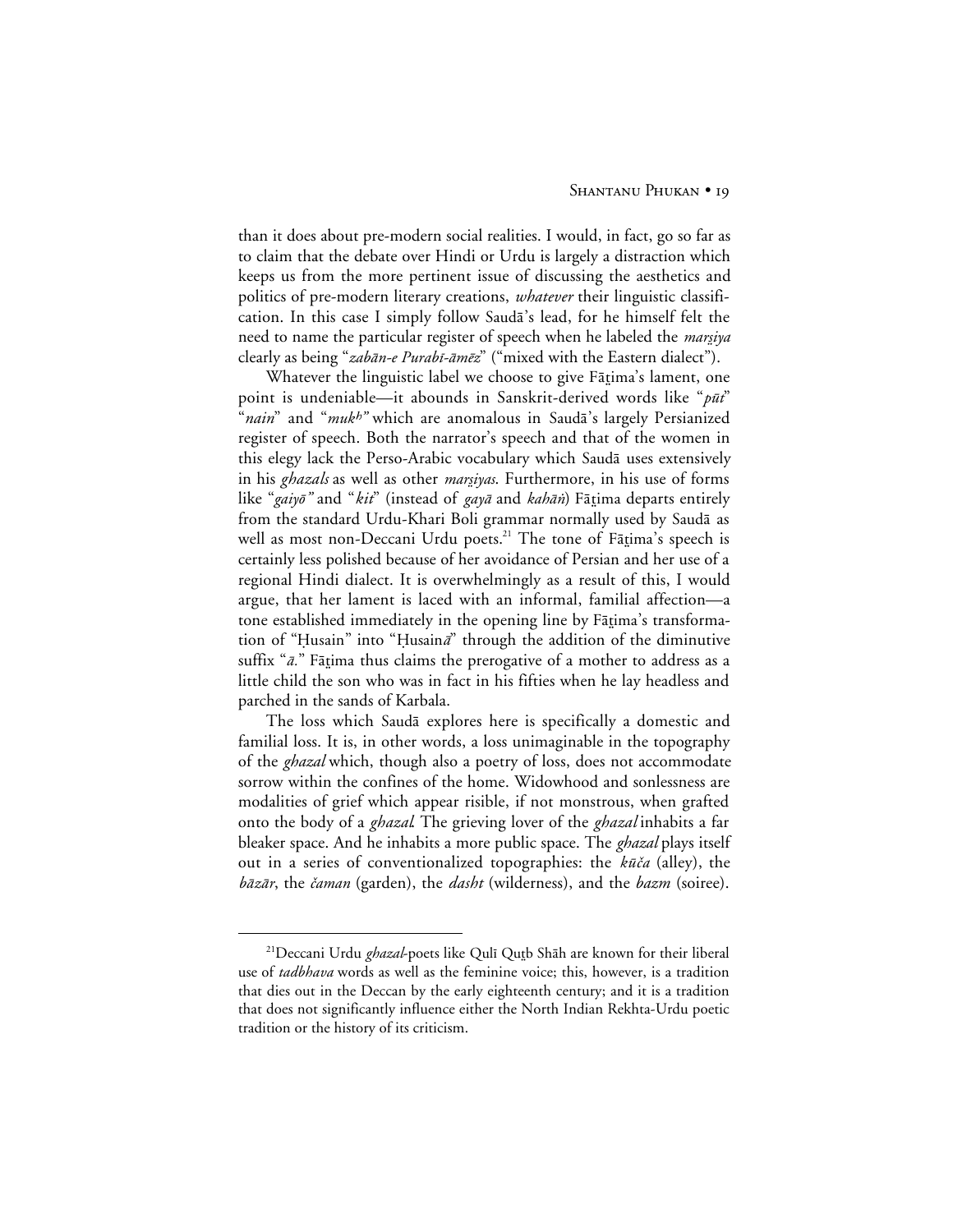than it does about pre-modern social realities. I would, in fact, go so far as to claim that the debate over Hindi or Urdu is largely a distraction which keeps us from the more pertinent issue of discussing the aesthetics and politics of pre-modern literary creations, *whatever* their linguistic classification. In this case I simply follow Saudā's lead, for he himself felt the need to name the particular register of speech when he labeled the *marṡiya* clearly as being "*zabān-e Purabī-āmēz*" ("mixed with the Eastern dialect").

Whatever the linguistic label we choose to give Fāṭima's lament, one point is undeniable—it abounds in Sanskrit-derived words like "*pūt*" "*nain*" and "*mukh*" which are anomalous in Saudā's largely Persianized register of speech. Both the narrator's speech and that of the women in this elegy lack the Perso-Arabic vocabulary which Saudā uses extensively in his *ghazals* as well as other *marṡiyas*. Furthermore, in his use of forms like "*gaiyō*" and "*kit*" (instead of *gayā* and *kahāṅ*) Fāṭima departs entirely from the standard Urdu-Khari Boli grammar normally used by Saudā as well as most non-Deccani Urdu poets.[21] The tone of Fāṭima's speech is certainly less polished because of her avoidance of Persian and her use of a regional Hindi dialect. It is overwhelmingly as a result of this, I would argue, that her lament is laced with an informal, familial affection—a tone established immediately in the opening line by Fāṭima's transformation of "Ḥusain" into "Ḥusain*ā*" through the addition of the diminutive suffix "*ā*." Fāṭima thus claims the prerogative of a mother to address as a little child the son who was in fact in his fifties when he lay headless and parched in the sands of Karbala.

The loss which Saudā explores here is specifically a domestic and familial loss. It is, in other words, a loss unimaginable in the topography of the *ghazal* which, though also a poetry of loss, does not accommodate sorrow within the confines of the home. Widowhood and sonlessness are modalities of grief which appear risible, if not monstrous, when grafted onto the body of a *ghazal*. The grieving lover of the *ghazal* inhabits a far bleaker space. And he inhabits a more public space. The *ghazal* plays itself out in a series of conventionalized topographies: the *kūča* (alley), the *bāzār*, the *čaman* (garden), the *dasht* (wilderness), and the *bazm* (soiree).

---

[21]Deccani Urdu *ghazal*-poets like Qulī Quṭb Shāh are known for their liberal use of *tadbhava* words as well as the feminine voice; this, however, is a tradition that dies out in the Deccan by the early eighteenth century; and it is a tradition that does not significantly influence either the North Indian Rekhta-Urdu poetic tradition or the history of its criticism.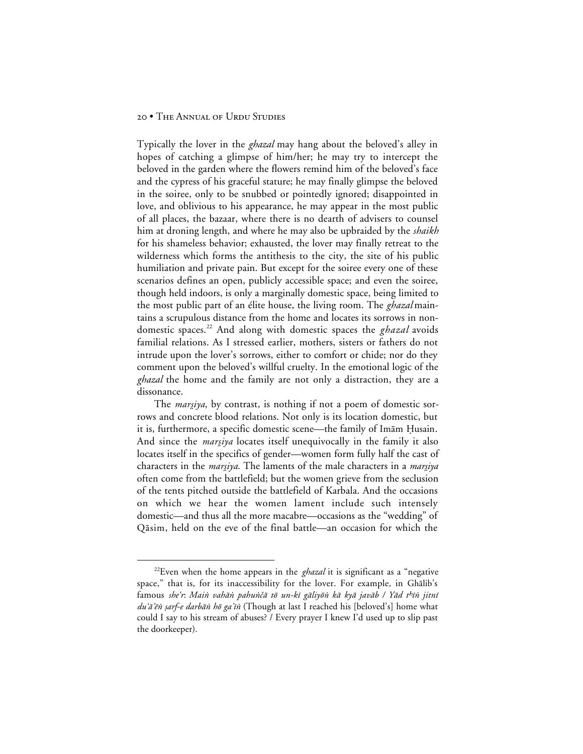Typically the lover in the *ghazal* may hang about the beloved's alley in hopes of catching a glimpse of him/her; he may try to intercept the beloved in the garden where the flowers remind him of the beloved's face and the cypress of his graceful stature; he may finally glimpse the beloved in the soiree, only to be snubbed or pointedly ignored; disappointed in love, and oblivious to his appearance, he may appear in the most public of all places, the bazaar, where there is no dearth of advisers to counsel him at droning length, and where he may also be upbraided by the *shaikh* for his shameless behavior; exhausted, the lover may finally retreat to the wilderness which forms the antithesis to the city, the site of his public humiliation and private pain. But except for the soiree every one of these scenarios defines an open, publicly accessible space; and even the soiree, though held indoors, is only a marginally domestic space, being limited to the most public part of an élite house, the living room. The *ghazal* maintains a scrupulous distance from the home and locates its sorrows in non-domestic spaces.[22] And along with domestic spaces the *ghazal* avoids familial relations. As I stressed earlier, mothers, sisters or fathers do not intrude upon the lover's sorrows, either to comfort or chide; nor do they comment upon the beloved's willful cruelty. In the emotional logic of the *ghazal* the home and the family are not only a distraction, they are a dissonance.

The *marṡiya*, by contrast, is nothing if not a poem of domestic sorrows and concrete blood relations. Not only is its location domestic, but it is, furthermore, a specific domestic scene—the family of Imām Ḥusain. And since the *marṡiya* locates itself unequivocally in the family it also locates itself in the specifics of gender—women form fully half the cast of characters in the *marṡiya*. The laments of the male characters in a *marṡiya* often come from the battlefield; but the women grieve from the seclusion of the tents pitched outside the battlefield of Karbala. And the occasions on which we hear the women lament include such intensely domestic—and thus all the more macabre—occasions as the "wedding" of Qāsim, held on the eve of the final battle—an occasion for which the

---

[22]Even when the home appears in the *ghazal* it is significant as a "negative space," that is, for its inaccessibility for the lover. For example, in Ghālib's famous *she'r*: *Maiṅ vahāṅ pahuṅčā tō un-kī gāliyōṅ kā kyā javāb / Yād tʰīṅ jitnī du'ā'ēṅ ṣarf-e darbāṅ hō ga'īṅ* (Though at last I reached his [beloved's] home what could I say to his stream of abuses? / Every prayer I knew I'd used up to slip past the doorkeeper).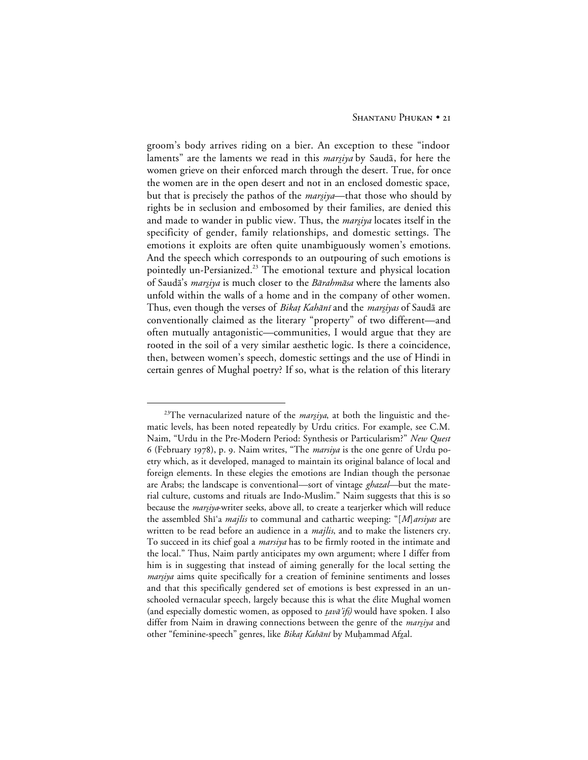groom's body arrives riding on a bier. An exception to these "indoor laments" are the laments we read in this *marṡiya* by Saudā, for here the women grieve on their enforced march through the desert. True, for once the women are in the open desert and not in an enclosed domestic space, but that is precisely the pathos of the *marṡiya*—that those who should by rights be in seclusion and embosomed by their families, are denied this and made to wander in public view. Thus, the *marṡiya* locates itself in the specificity of gender, family relationships, and domestic settings. The emotions it exploits are often quite unambiguously women's emotions. And the speech which corresponds to an outpouring of such emotions is pointedly un-Persianized.[23] The emotional texture and physical location of Saudā's *marṡiya* is much closer to the *Bārahmāsa* where the laments also unfold within the walls of a home and in the company of other women. Thus, even though the verses of *Bikaṭ Kahānī* and the *marṡiyas* of Saudā are conventionally claimed as the literary "property" of two different—and often mutually antagonistic—communities, I would argue that they are rooted in the soil of a very similar aesthetic logic. Is there a coincidence, then, between women's speech, domestic settings and the use of Hindi in certain genres of Mughal poetry? If so, what is the relation of this literary

---

[23]The vernacularized nature of the *marṡiya*, at both the linguistic and thematic levels, has been noted repeatedly by Urdu critics. For example, see C.M. Naim, "Urdu in the Pre-Modern Period: Synthesis or Particularism?" *New Quest* 6 (February 1978), p. 9. Naim writes, "The *marsiya* is the one genre of Urdu poetry which, as it developed, managed to maintain its original balance of local and foreign elements. In these elegies the emotions are Indian though the personae are Arabs; the landscape is conventional—sort of vintage *ghazal*—but the material culture, customs and rituals are Indo-Muslim." Naim suggests that this is so because the *marṡiya*-writer seeks, above all, to create a tearjerker which will reduce the assembled Shī'a *majlis* to communal and cathartic weeping: "[*M*]*arsiyas* are written to be read before an audience in a *majlis*, and to make the listeners cry. To succeed in its chief goal a *marsiya* has to be firmly rooted in the intimate and the local." Thus, Naim partly anticipates my own argument; where I differ from him is in suggesting that instead of aiming generally for the local setting the *marṡiya* aims quite specifically for a creation of feminine sentiments and losses and that this specifically gendered set of emotions is best expressed in an unschooled vernacular speech, largely because this is what the élite Mughal women (and especially domestic women, as opposed to *ṭavā'ifs)* would have spoken. I also differ from Naim in drawing connections between the genre of the *marṡiya* and other "feminine-speech" genres, like *Bikaṭ Kahānī* by Muḥammad Afẕal.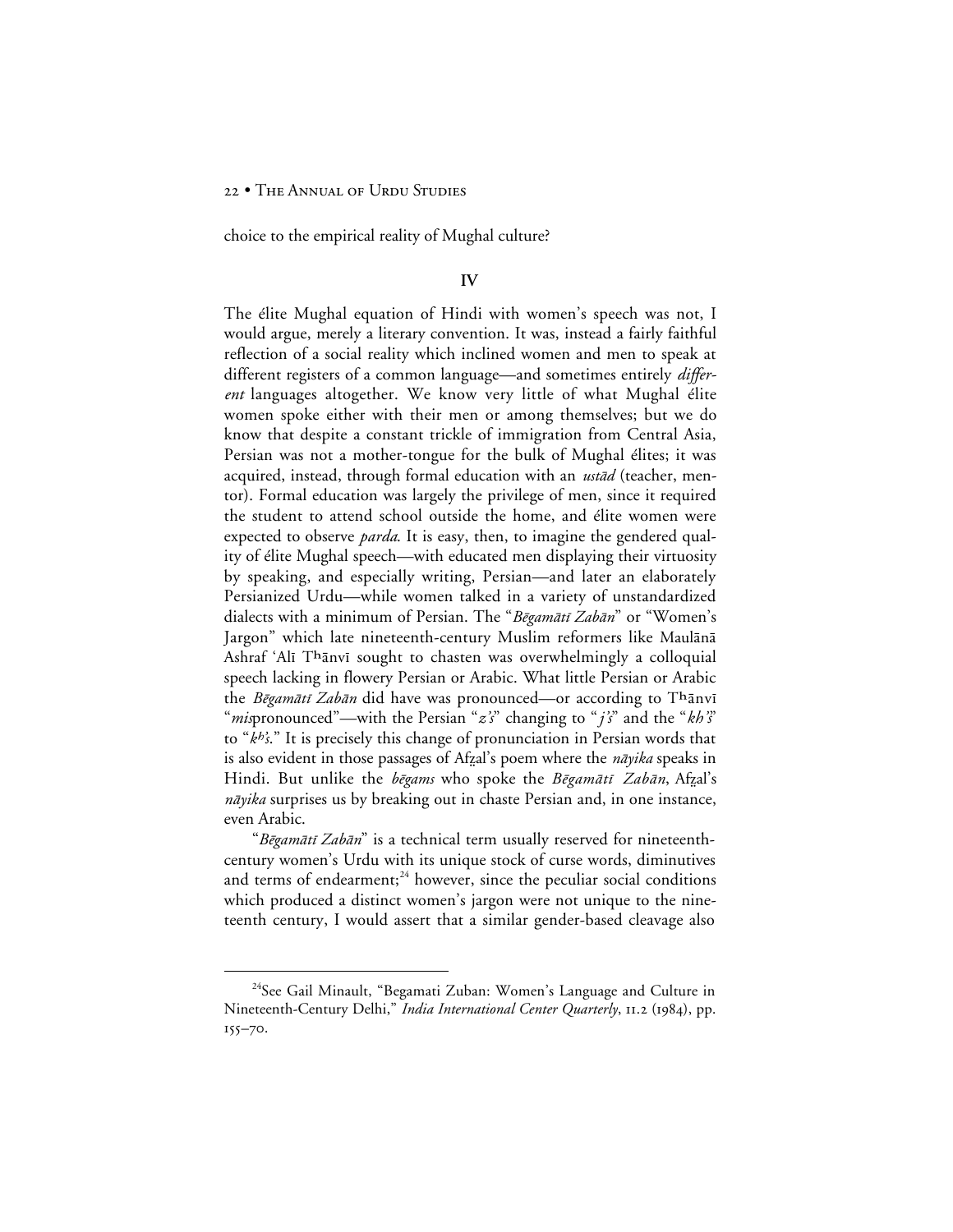choice to the empirical reality of Mughal culture?

## IV

The élite Mughal equation of Hindi with women's speech was not, I would argue, merely a literary convention. It was, instead a fairly faithful reflection of a social reality which inclined women and men to speak at different registers of a common language—and sometimes entirely *different* languages altogether. We know very little of what Mughal élite women spoke either with their men or among themselves; but we do know that despite a constant trickle of immigration from Central Asia, Persian was not a mother-tongue for the bulk of Mughal élites; it was acquired, instead, through formal education with an *ustād* (teacher, mentor). Formal education was largely the privilege of men, since it required the student to attend school outside the home, and élite women were expected to observe *parda*. It is easy, then, to imagine the gendered quality of élite Mughal speech—with educated men displaying their virtuosity by speaking, and especially writing, Persian—and later an elaborately Persianized Urdu—while women talked in a variety of unstandardized dialects with a minimum of Persian. The "*Bēgamātī Zabān*" or "Women's Jargon" which late nineteenth-century Muslim reformers like Maulānā Ashraf ʿAlī Tʰānvī sought to chasten was overwhelmingly a colloquial speech lacking in flowery Persian or Arabic. What little Persian or Arabic the *Bēgamātī Zabān* did have was pronounced—or according to Tʰānvī "*mis*pronounced"—with the Persian "*z's*" changing to "*j's*" and the "*kh's*" to "*kʰ's*." It is precisely this change of pronunciation in Persian words that is also evident in those passages of Afẓal's poem where the *nāyika* speaks in Hindi. But unlike the *bēgams* who spoke the *Bēgamātī Zabān*, Afẓal's *nāyika* surprises us by breaking out in chaste Persian and, in one instance, even Arabic.

"*Bēgamātī Zabān*" is a technical term usually reserved for nineteenth-century women's Urdu with its unique stock of curse words, diminutives and terms of endearment;[24] however, since the peculiar social conditions which produced a distinct women's jargon were not unique to the nineteenth century, I would assert that a similar gender-based cleavage also

---

[24]See Gail Minault, "Begamati Zuban: Women's Language and Culture in Nineteenth-Century Delhi," *India International Center Quarterly*, 11.2 (1984), pp. 155–70.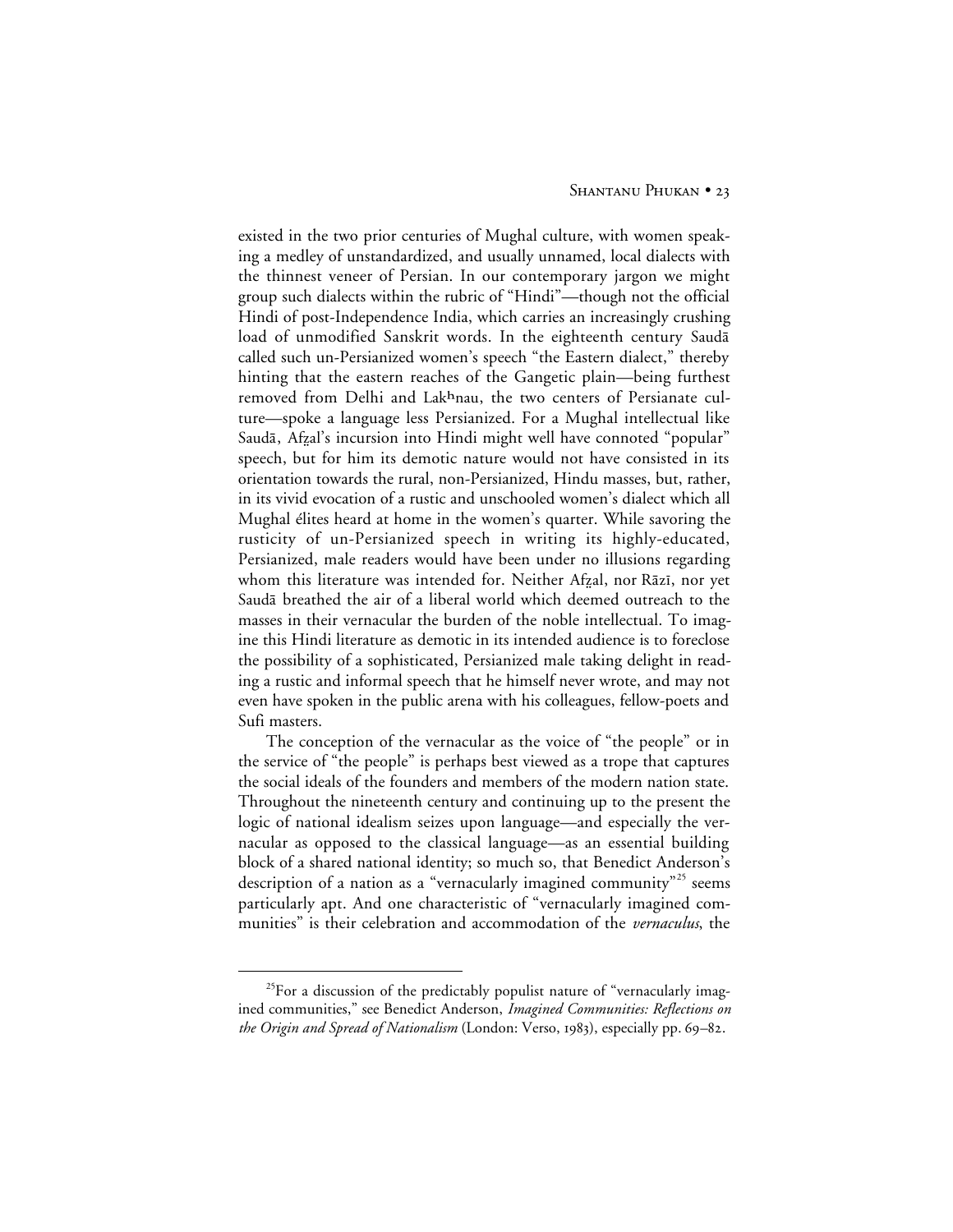existed in the two prior centuries of Mughal culture, with women speaking a medley of unstandardized, and usually unnamed, local dialects with the thinnest veneer of Persian. In our contemporary jargon we might group such dialects within the rubric of "Hindi"—though not the official Hindi of post-Independence India, which carries an increasingly crushing load of unmodified Sanskrit words. In the eighteenth century Saudā called such un-Persianized women's speech "the Eastern dialect," thereby hinting that the eastern reaches of the Gangetic plain—being furthest removed from Delhi and Lakʰnau, the two centers of Persianate culture—spoke a language less Persianized. For a Mughal intellectual like Saudā, Afẕal's incursion into Hindi might well have connoted "popular" speech, but for him its demotic nature would not have consisted in its orientation towards the rural, non-Persianized, Hindu masses, but, rather, in its vivid evocation of a rustic and unschooled women's dialect which all Mughal élites heard at home in the women's quarter. While savoring the rusticity of un-Persianized speech in writing its highly-educated, Persianized, male readers would have been under no illusions regarding whom this literature was intended for. Neither Afẕal, nor Rāzī, nor yet Saudā breathed the air of a liberal world which deemed outreach to the masses in their vernacular the burden of the noble intellectual. To imagine this Hindi literature as demotic in its intended audience is to foreclose the possibility of a sophisticated, Persianized male taking delight in reading a rustic and informal speech that he himself never wrote, and may not even have spoken in the public arena with his colleagues, fellow-poets and Sufi masters.

The conception of the vernacular as the voice of "the people" or in the service of "the people" is perhaps best viewed as a trope that captures the social ideals of the founders and members of the modern nation state. Throughout the nineteenth century and continuing up to the present the logic of national idealism seizes upon language—and especially the vernacular as opposed to the classical language—as an essential building block of a shared national identity; so much so, that Benedict Anderson's description of a nation as a "vernacularly imagined community"[25] seems particularly apt. And one characteristic of "vernacularly imagined communities" is their celebration and accommodation of the *vernaculus*, the

[25]For a discussion of the predictably populist nature of "vernacularly imagined communities," see Benedict Anderson, *Imagined Communities: Reflections on the Origin and Spread of Nationalism* (London: Verso, 1983), especially pp. 69–82.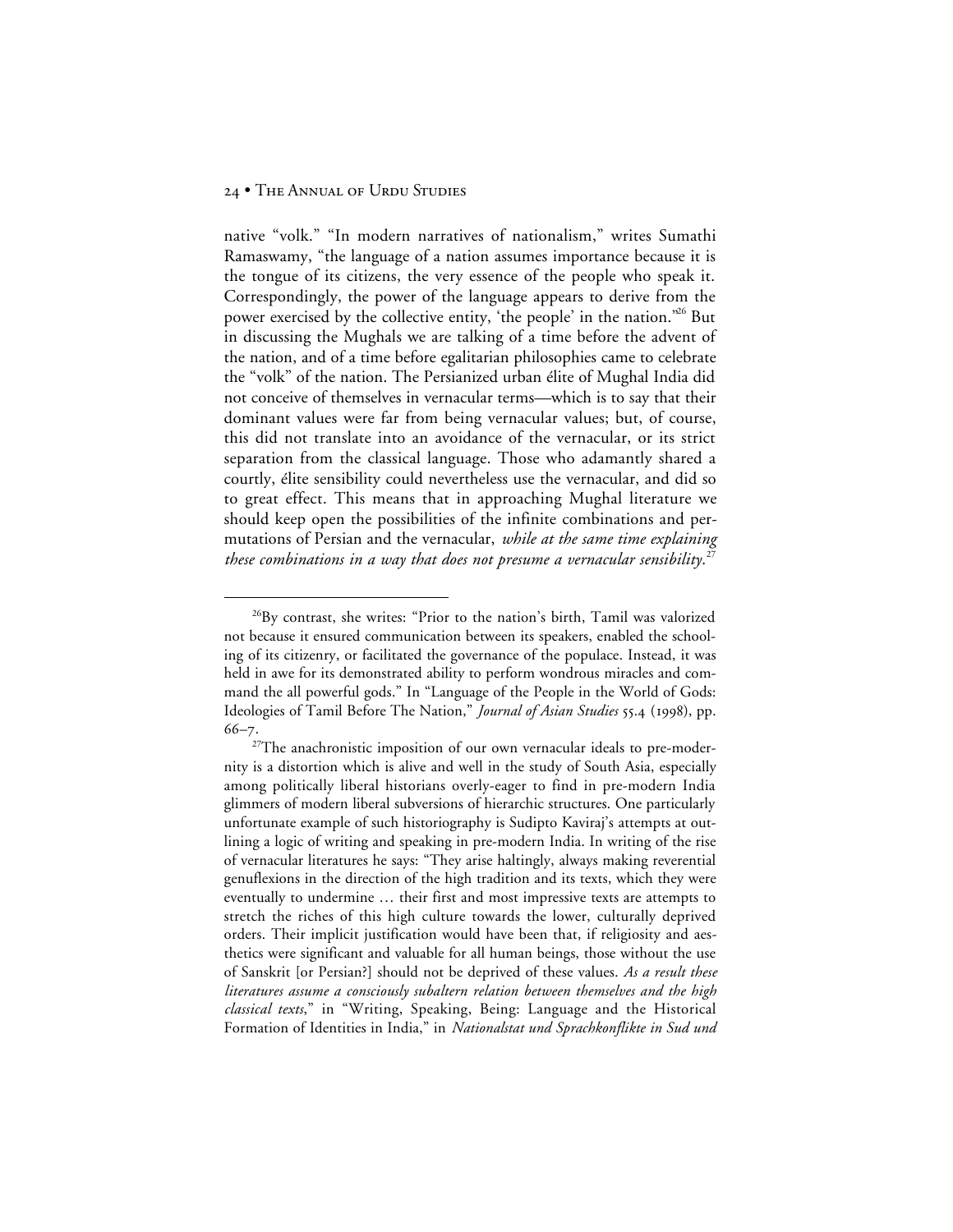native "volk." "In modern narratives of nationalism," writes Sumathi Ramaswamy, "the language of a nation assumes importance because it is the tongue of its citizens, the very essence of the people who speak it. Correspondingly, the power of the language appears to derive from the power exercised by the collective entity, 'the people' in the nation."[26] But in discussing the Mughals we are talking of a time before the advent of the nation, and of a time before egalitarian philosophies came to celebrate the "volk" of the nation. The Persianized urban élite of Mughal India did not conceive of themselves in vernacular terms—which is to say that their dominant values were far from being vernacular values; but, of course, this did not translate into an avoidance of the vernacular, or its strict separation from the classical language. Those who adamantly shared a courtly, élite sensibility could nevertheless use the vernacular, and did so to great effect. This means that in approaching Mughal literature we should keep open the possibilities of the infinite combinations and permutations of Persian and the vernacular, *while at the same time explaining these combinations in a way that does not presume a vernacular sensibility.*[27]

---

[26]By contrast, she writes: "Prior to the nation's birth, Tamil was valorized not because it ensured communication between its speakers, enabled the schooling of its citizenry, or facilitated the governance of the populace. Instead, it was held in awe for its demonstrated ability to perform wondrous miracles and command the all powerful gods." In "Language of the People in the World of Gods: Ideologies of Tamil Before The Nation," *Journal of Asian Studies* 55.4 (1998), pp. 66–7.

[27]The anachronistic imposition of our own vernacular ideals to pre-modernity is a distortion which is alive and well in the study of South Asia, especially among politically liberal historians overly-eager to find in pre-modern India glimmers of modern liberal subversions of hierarchic structures. One particularly unfortunate example of such historiography is Sudipto Kaviraj's attempts at outlining a logic of writing and speaking in pre-modern India. In writing of the rise of vernacular literatures he says: "They arise haltingly, always making reverential genuflexions in the direction of the high tradition and its texts, which they were eventually to undermine … their first and most impressive texts are attempts to stretch the riches of this high culture towards the lower, culturally deprived orders. Their implicit justification would have been that, if religiosity and aesthetics were significant and valuable for all human beings, those without the use of Sanskrit [or Persian?] should not be deprived of these values. *As a result these literatures assume a consciously subaltern relation between themselves and the high classical texts*," in "Writing, Speaking, Being: Language and the Historical Formation of Identities in India," in *Nationalstat und Sprachkonflikte in Sud und*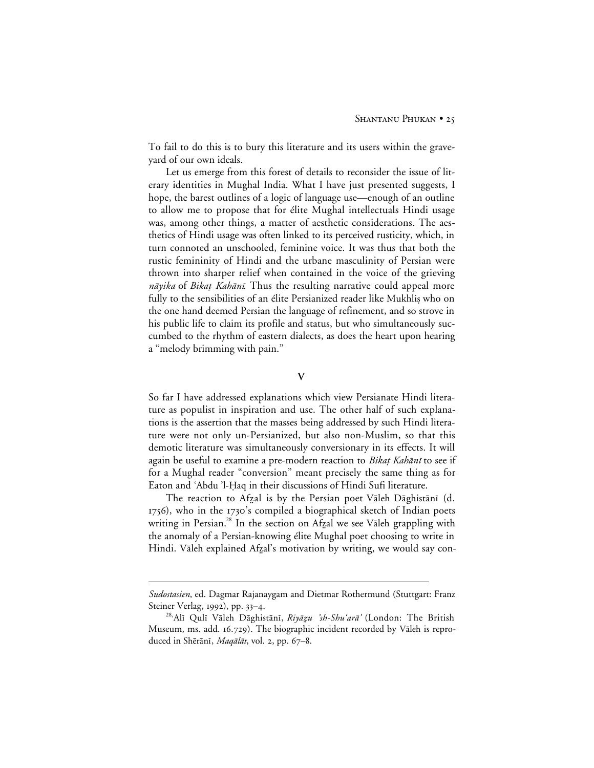To fail to do this is to bury this literature and its users within the graveyard of our own ideals.

Let us emerge from this forest of details to reconsider the issue of literary identities in Mughal India. What I have just presented suggests, I hope, the barest outlines of a logic of language use—enough of an outline to allow me to propose that for élite Mughal intellectuals Hindi usage was, among other things, a matter of aesthetic considerations. The aesthetics of Hindi usage was often linked to its perceived rusticity, which, in turn connoted an unschooled, feminine voice. It was thus that both the rustic femininity of Hindi and the urbane masculinity of Persian were thrown into sharper relief when contained in the voice of the grieving *nāyika* of *Bikaṭ Kahānī.* Thus the resulting narrative could appeal more fully to the sensibilities of an élite Persianized reader like Mukhliṣ who on the one hand deemed Persian the language of refinement, and so strove in his public life to claim its profile and status, but who simultaneously succumbed to the rhythm of eastern dialects, as does the heart upon hearing a "melody brimming with pain."

## V

So far I have addressed explanations which view Persianate Hindi literature as populist in inspiration and use. The other half of such explanations is the assertion that the masses being addressed by such Hindi literature were not only un-Persianized, but also non-Muslim, so that this demotic literature was simultaneously conversionary in its effects. It will again be useful to examine a pre-modern reaction to *Bikaṭ Kahānī* to see if for a Mughal reader "conversion" meant precisely the same thing as for Eaton and 'Abdu 'l-Ḥaq in their discussions of Hindi Sufi literature.

The reaction to Afẕal is by the Persian poet Vāleh Dāghistānī (d. 1756), who in the 1730's compiled a biographical sketch of Indian poets writing in Persian.[28] In the section on Afẕal we see Vāleh grappling with the anomaly of a Persian-knowing élite Mughal poet choosing to write in Hindi. Vāleh explained Afẕal's motivation by writing, we would say con-

---

*Sudostasien*, ed. Dagmar Rajanaygam and Dietmar Rothermund (Stuttgart: Franz Steiner Verlag, 1992), pp. 33–4.

[28] 'Alī Qulī Vāleh Dāghistānī, *Riyāẕu 'sh-Shu'arā'* (London: The British Museum, ms. add. 16.729). The biographic incident recorded by Vāleh is reproduced in Shērānī, *Maqālāt*, vol. 2, pp. 67–8.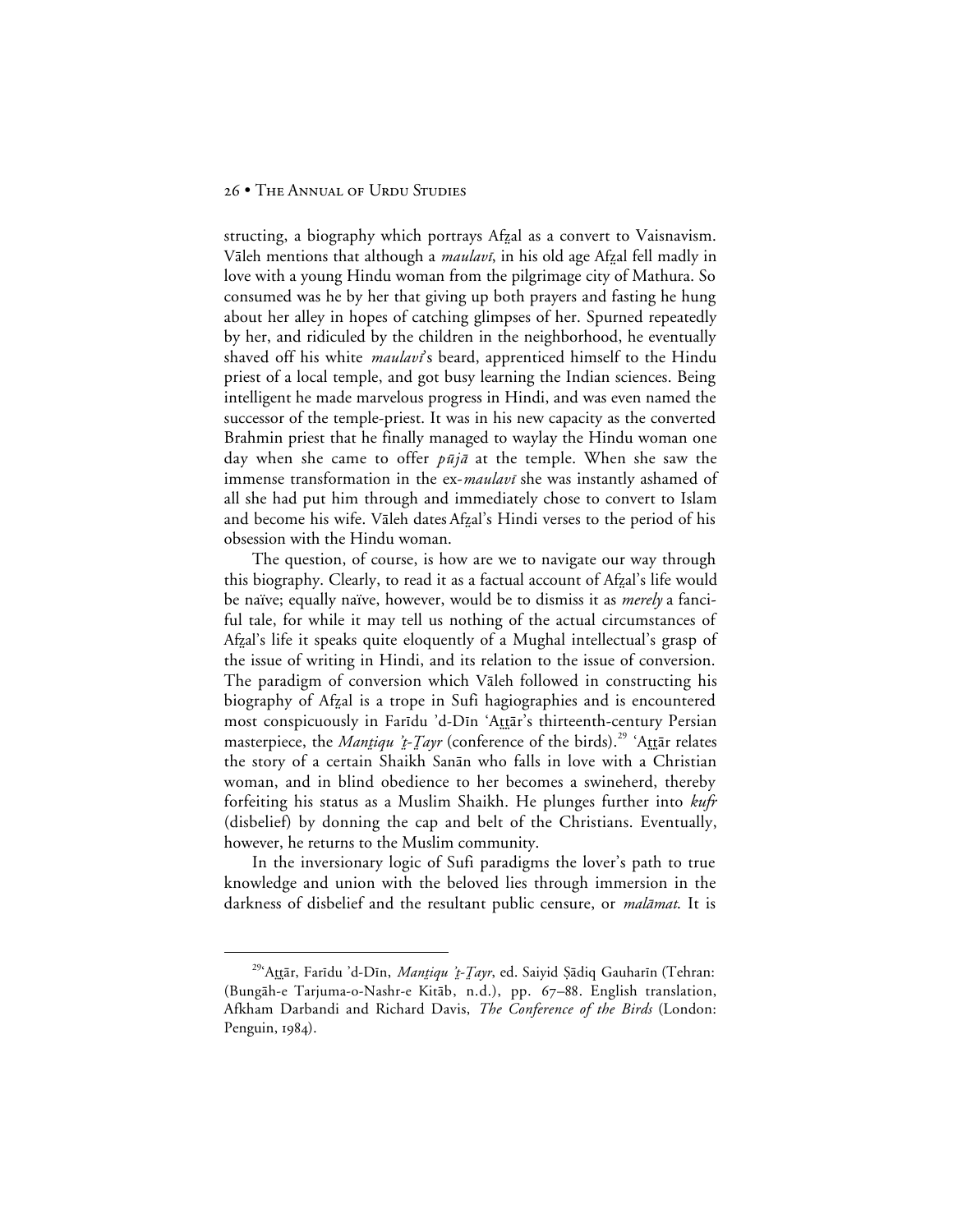structing, a biography which portrays Afẓal as a convert to Vaisnavism. Vāleh mentions that although a *maulavī*, in his old age Afẓal fell madly in love with a young Hindu woman from the pilgrimage city of Mathura. So consumed was he by her that giving up both prayers and fasting he hung about her alley in hopes of catching glimpses of her. Spurned repeatedly by her, and ridiculed by the children in the neighborhood, he eventually shaved off his white *maulavī*'s beard, apprenticed himself to the Hindu priest of a local temple, and got busy learning the Indian sciences. Being intelligent he made marvelous progress in Hindi, and was even named the successor of the temple-priest. It was in his new capacity as the converted Brahmin priest that he finally managed to waylay the Hindu woman one day when she came to offer *pūjā* at the temple. When she saw the immense transformation in the ex-*maulavī* she was instantly ashamed of all she had put him through and immediately chose to convert to Islam and become his wife. Vāleh dates Afẓal's Hindi verses to the period of his obsession with the Hindu woman.

The question, of course, is how are we to navigate our way through this biography. Clearly, to read it as a factual account of Afẓal's life would be naïve; equally naïve, however, would be to dismiss it as *merely* a fanciful tale, for while it may tell us nothing of the actual circumstances of Afẓal's life it speaks quite eloquently of a Mughal intellectual's grasp of the issue of writing in Hindi, and its relation to the issue of conversion. The paradigm of conversion which Vāleh followed in constructing his biography of Afẓal is a trope in Sufi hagiographies and is encountered most conspicuously in Farīdu 'd-Dīn 'Aṯṯār's thirteenth-century Persian masterpiece, the *Manṭiqu 'ṭ-Ṭayr* (conference of the birds).[29] 'Aṯṯār relates the story of a certain Shaikh Sanān who falls in love with a Christian woman, and in blind obedience to her becomes a swineherd, thereby forfeiting his status as a Muslim Shaikh. He plunges further into *kufr* (disbelief) by donning the cap and belt of the Christians. Eventually, however, he returns to the Muslim community.

In the inversionary logic of Sufi paradigms the lover's path to true knowledge and union with the beloved lies through immersion in the darkness of disbelief and the resultant public censure, or *malāmat*. It is

---

[29] 'Aṯṯār, Farīdu 'd-Dīn, *Manṭiqu 'ṭ-Ṭayr*, ed. Saiyid Ṣādiq Gauharīn (Tehran: (Bungāh-e Tarjuma-o-Nashr-e Kitāb, n.d.), pp. 67–88. English translation, Afkham Darbandi and Richard Davis, *The Conference of the Birds* (London: Penguin, 1984).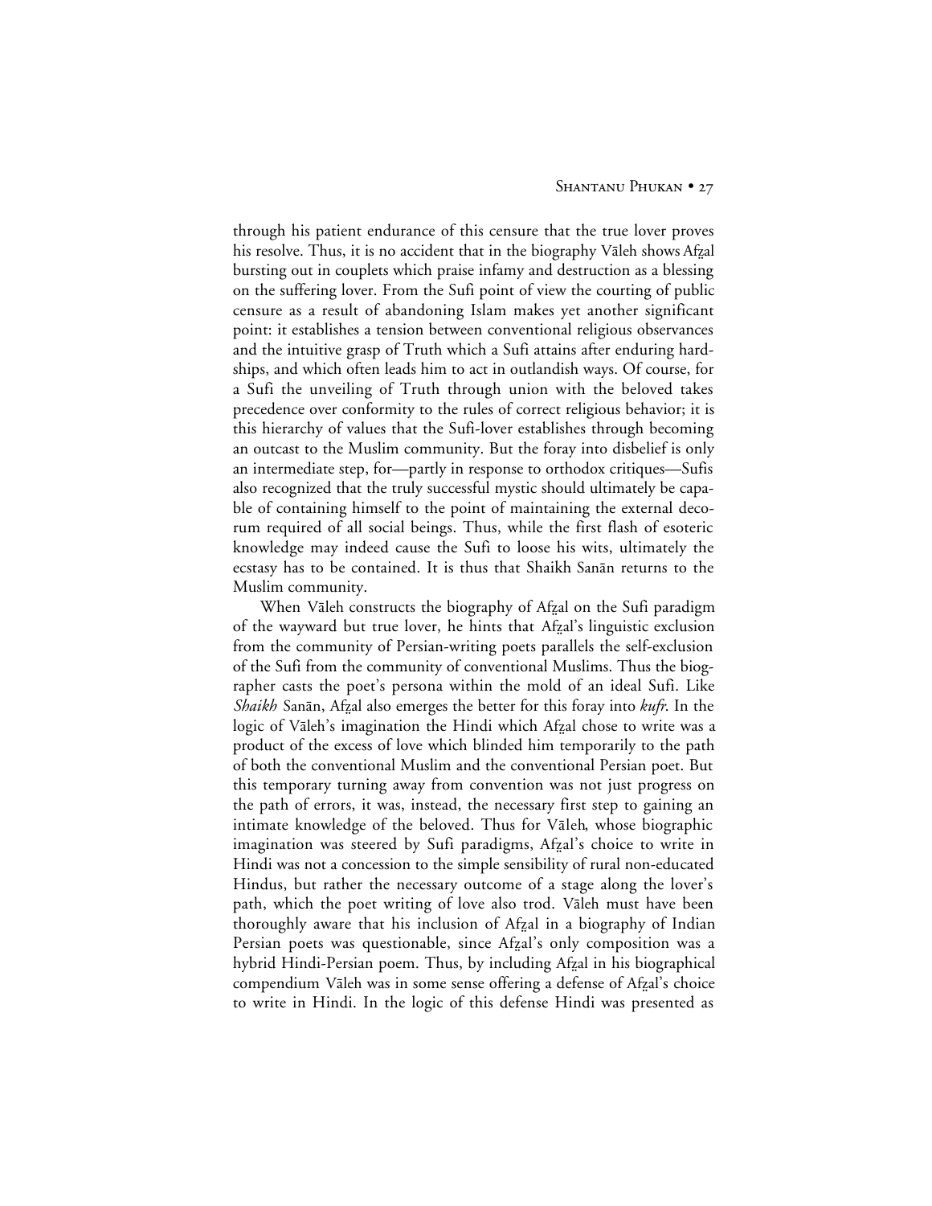through his patient endurance of this censure that the true lover proves his resolve. Thus, it is no accident that in the biography Vāleh shows Afẕal bursting out in couplets which praise infamy and destruction as a blessing on the suffering lover. From the Sufi point of view the courting of public censure as a result of abandoning Islam makes yet another significant point: it establishes a tension between conventional religious observances and the intuitive grasp of Truth which a Sufi attains after enduring hardships, and which often leads him to act in outlandish ways. Of course, for a Sufi the unveiling of Truth through union with the beloved takes precedence over conformity to the rules of correct religious behavior; it is this hierarchy of values that the Sufi-lover establishes through becoming an outcast to the Muslim community. But the foray into disbelief is only an intermediate step, for—partly in response to orthodox critiques—Sufis also recognized that the truly successful mystic should ultimately be capable of containing himself to the point of maintaining the external decorum required of all social beings. Thus, while the first flash of esoteric knowledge may indeed cause the Sufi to loose his wits, ultimately the ecstasy has to be contained. It is thus that Shaikh Sanān returns to the Muslim community.

When Vāleh constructs the biography of Afẕal on the Sufi paradigm of the wayward but true lover, he hints that Afẕal's linguistic exclusion from the community of Persian-writing poets parallels the self-exclusion of the Sufi from the community of conventional Muslims. Thus the biographer casts the poet's persona within the mold of an ideal Sufi. Like *Shaikh* Sanān, Afẕal also emerges the better for this foray into *kufr*. In the logic of Vāleh's imagination the Hindi which Afẕal chose to write was a product of the excess of love which blinded him temporarily to the path of both the conventional Muslim and the conventional Persian poet. But this temporary turning away from convention was not just progress on the path of errors, it was, instead, the necessary first step to gaining an intimate knowledge of the beloved. Thus for Vāleh, whose biographic imagination was steered by Sufi paradigms, Afẕal's choice to write in Hindi was not a concession to the simple sensibility of rural non-educated Hindus, but rather the necessary outcome of a stage along the lover's path, which the poet writing of love also trod. Vāleh must have been thoroughly aware that his inclusion of Afẕal in a biography of Indian Persian poets was questionable, since Afẕal's only composition was a hybrid Hindi-Persian poem. Thus, by including Afẕal in his biographical compendium Vāleh was in some sense offering a defense of Afẕal's choice to write in Hindi. In the logic of this defense Hindi was presented as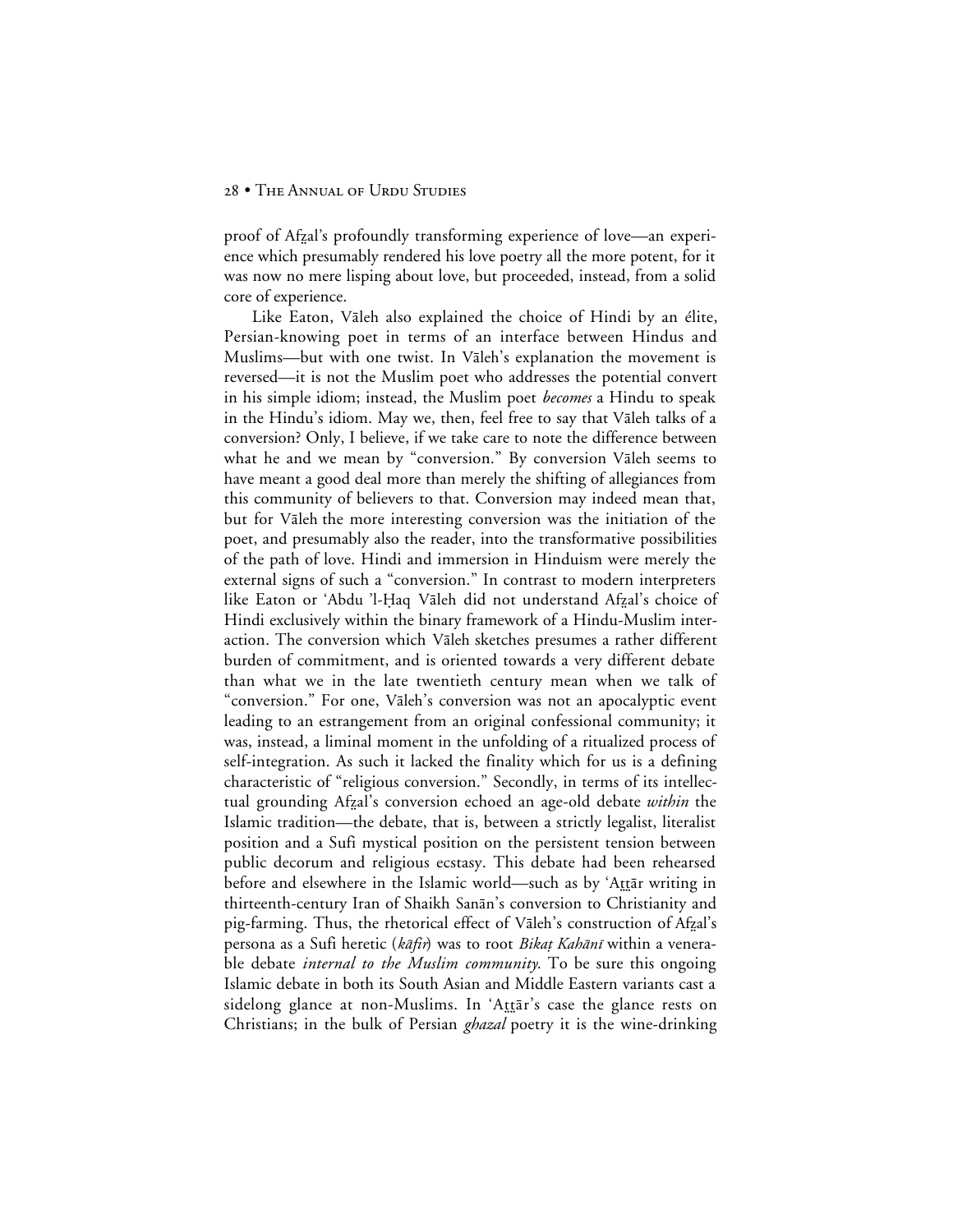proof of Afẓal's profoundly transforming experience of love—an experience which presumably rendered his love poetry all the more potent, for it was now no mere lisping about love, but proceeded, instead, from a solid core of experience.

Like Eaton, Vāleh also explained the choice of Hindi by an élite, Persian-knowing poet in terms of an interface between Hindus and Muslims—but with one twist. In Vāleh's explanation the movement is reversed—it is not the Muslim poet who addresses the potential convert in his simple idiom; instead, the Muslim poet *becomes* a Hindu to speak in the Hindu's idiom. May we, then, feel free to say that Vāleh talks of a conversion? Only, I believe, if we take care to note the difference between what he and we mean by "conversion." By conversion Vāleh seems to have meant a good deal more than merely the shifting of allegiances from this community of believers to that. Conversion may indeed mean that, but for Vāleh the more interesting conversion was the initiation of the poet, and presumably also the reader, into the transformative possibilities of the path of love. Hindi and immersion in Hinduism were merely the external signs of such a "conversion." In contrast to modern interpreters like Eaton or 'Abdu 'l-Ḥaq Vāleh did not understand Afẓal's choice of Hindi exclusively within the binary framework of a Hindu-Muslim interaction. The conversion which Vāleh sketches presumes a rather different burden of commitment, and is oriented towards a very different debate than what we in the late twentieth century mean when we talk of "conversion." For one, Vāleh's conversion was not an apocalyptic event leading to an estrangement from an original confessional community; it was, instead, a liminal moment in the unfolding of a ritualized process of self-integration. As such it lacked the finality which for us is a defining characteristic of "religious conversion." Secondly, in terms of its intellectual grounding Afẓal's conversion echoed an age-old debate *within* the Islamic tradition—the debate, that is, between a strictly legalist, literalist position and a Sufi mystical position on the persistent tension between public decorum and religious ecstasy. This debate had been rehearsed before and elsewhere in the Islamic world—such as by 'Aṯṯār writing in thirteenth-century Iran of Shaikh Sanān's conversion to Christianity and pig-farming. Thus, the rhetorical effect of Vāleh's construction of Afẓal's persona as a Sufi heretic (*kāfir*) was to root *Bikaṭ Kahānī* within a venerable debate *internal to the Muslim community*. To be sure this ongoing Islamic debate in both its South Asian and Middle Eastern variants cast a sidelong glance at non-Muslims. In 'Aṯṯār's case the glance rests on Christians; in the bulk of Persian *ghazal* poetry it is the wine-drinking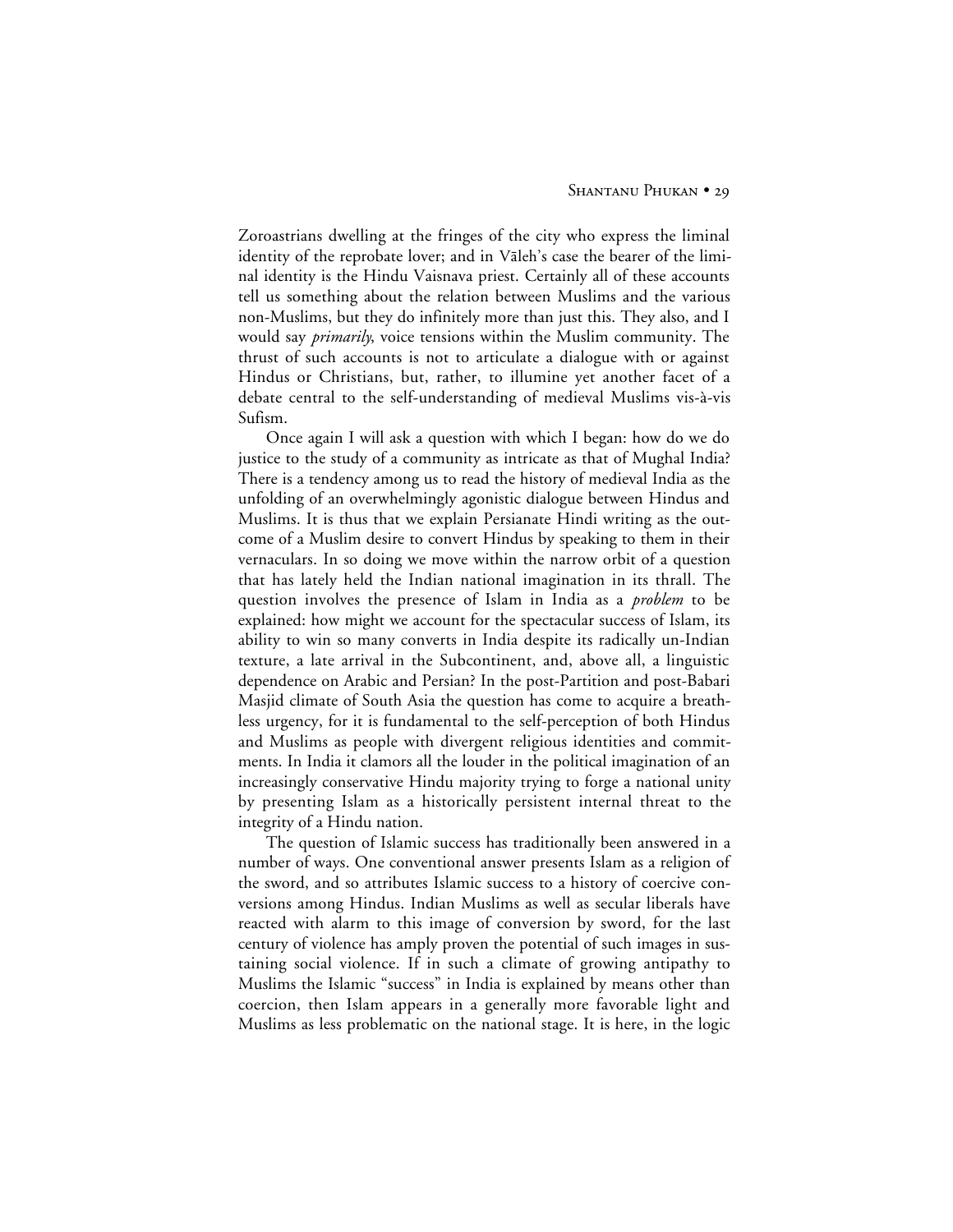Zoroastrians dwelling at the fringes of the city who express the liminal identity of the reprobate lover; and in Vāleh's case the bearer of the liminal identity is the Hindu Vaisnava priest. Certainly all of these accounts tell us something about the relation between Muslims and the various non-Muslims, but they do infinitely more than just this. They also, and I would say *primarily*, voice tensions within the Muslim community. The thrust of such accounts is not to articulate a dialogue with or against Hindus or Christians, but, rather, to illumine yet another facet of a debate central to the self-understanding of medieval Muslims vis-à-vis Sufism.

Once again I will ask a question with which I began: how do we do justice to the study of a community as intricate as that of Mughal India? There is a tendency among us to read the history of medieval India as the unfolding of an overwhelmingly agonistic dialogue between Hindus and Muslims. It is thus that we explain Persianate Hindi writing as the outcome of a Muslim desire to convert Hindus by speaking to them in their vernaculars. In so doing we move within the narrow orbit of a question that has lately held the Indian national imagination in its thrall. The question involves the presence of Islam in India as a *problem* to be explained: how might we account for the spectacular success of Islam, its ability to win so many converts in India despite its radically un-Indian texture, a late arrival in the Subcontinent, and, above all, a linguistic dependence on Arabic and Persian? In the post-Partition and post-Babari Masjid climate of South Asia the question has come to acquire a breathless urgency, for it is fundamental to the self-perception of both Hindus and Muslims as people with divergent religious identities and commitments. In India it clamors all the louder in the political imagination of an increasingly conservative Hindu majority trying to forge a national unity by presenting Islam as a historically persistent internal threat to the integrity of a Hindu nation.

The question of Islamic success has traditionally been answered in a number of ways. One conventional answer presents Islam as a religion of the sword, and so attributes Islamic success to a history of coercive conversions among Hindus. Indian Muslims as well as secular liberals have reacted with alarm to this image of conversion by sword, for the last century of violence has amply proven the potential of such images in sustaining social violence. If in such a climate of growing antipathy to Muslims the Islamic "success" in India is explained by means other than coercion, then Islam appears in a generally more favorable light and Muslims as less problematic on the national stage. It is here, in the logic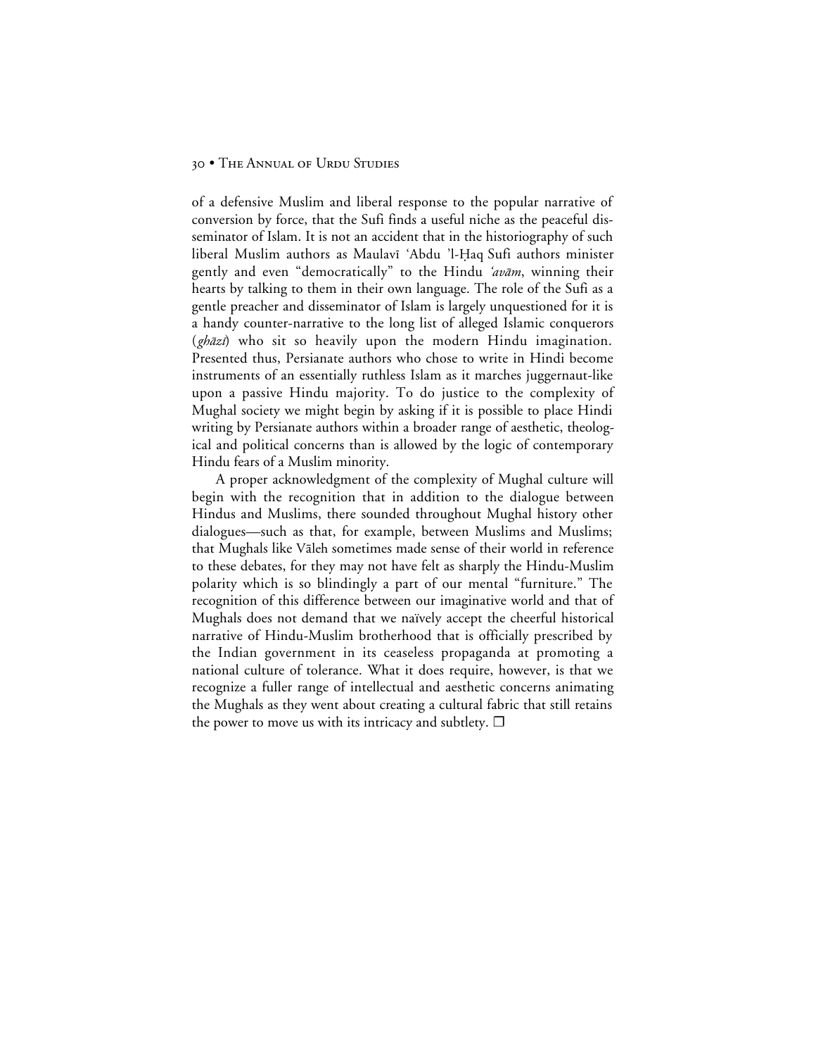of a defensive Muslim and liberal response to the popular narrative of conversion by force, that the Sufi finds a useful niche as the peaceful disseminator of Islam. It is not an accident that in the historiography of such liberal Muslim authors as Maulavī ʿAbdu ʾl-Ḥaq Sufi authors minister gently and even "democratically" to the Hindu *ʿavām*, winning their hearts by talking to them in their own language. The role of the Sufi as a gentle preacher and disseminator of Islam is largely unquestioned for it is a handy counter-narrative to the long list of alleged Islamic conquerors (*ghāzī*) who sit so heavily upon the modern Hindu imagination. Presented thus, Persianate authors who chose to write in Hindi become instruments of an essentially ruthless Islam as it marches juggernaut-like upon a passive Hindu majority. To do justice to the complexity of Mughal society we might begin by asking if it is possible to place Hindi writing by Persianate authors within a broader range of aesthetic, theological and political concerns than is allowed by the logic of contemporary Hindu fears of a Muslim minority.

A proper acknowledgment of the complexity of Mughal culture will begin with the recognition that in addition to the dialogue between Hindus and Muslims, there sounded throughout Mughal history other dialogues—such as that, for example, between Muslims and Muslims; that Mughals like Vāleh sometimes made sense of their world in reference to these debates, for they may not have felt as sharply the Hindu-Muslim polarity which is so blindingly a part of our mental "furniture." The recognition of this difference between our imaginative world and that of Mughals does not demand that we naïvely accept the cheerful historical narrative of Hindu-Muslim brotherhood that is officially prescribed by the Indian government in its ceaseless propaganda at promoting a national culture of tolerance. What it does require, however, is that we recognize a fuller range of intellectual and aesthetic concerns animating the Mughals as they went about creating a cultural fabric that still retains the power to move us with its intricacy and subtlety. ❐